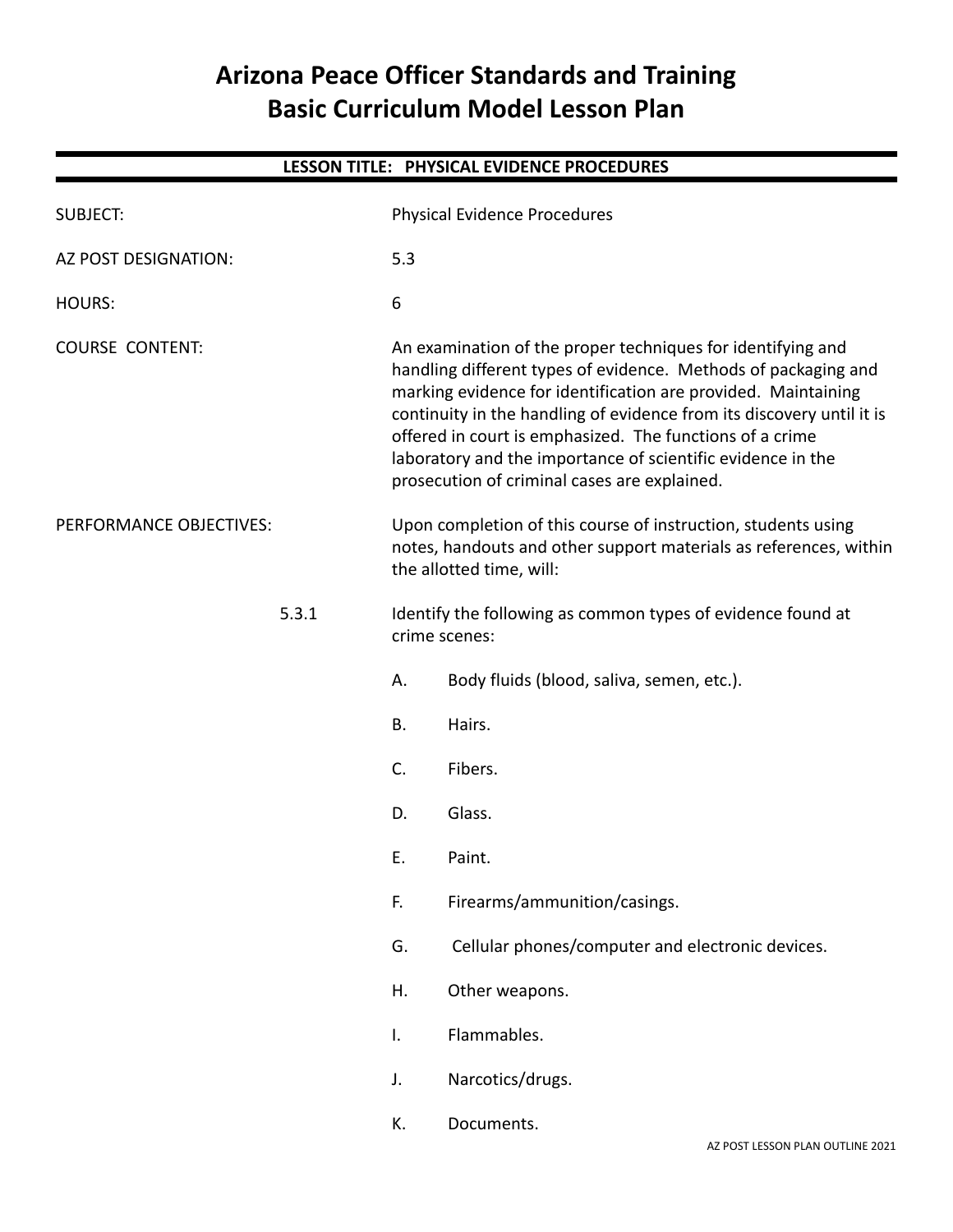# Arizona Peace Officer Standards and Training
# Basic Curriculum Model Lesson Plan

## LESSON TITLE: PHYSICAL EVIDENCE PROCEDURES

SUBJECT: Physical Evidence Procedures

AZ POST DESIGNATION: 5.3

HOURS: 6

COURSE CONTENT: An examination of the proper techniques for identifying and handling different types of evidence. Methods of packaging and marking evidence for identification are provided. Maintaining continuity in the handling of evidence from its discovery until it is offered in court is emphasized. The functions of a crime laboratory and the importance of scientific evidence in the prosecution of criminal cases are explained.

PERFORMANCE OBJECTIVES: Upon completion of this course of instruction, students using notes, handouts and other support materials as references, within the allotted time, will:

5.3.1 Identify the following as common types of evidence found at crime scenes:

- A. Body fluids (blood, saliva, semen, etc.).
- B. Hairs.
- C. Fibers.
- D. Glass.
- E. Paint.
- F. Firearms/ammunition/casings.
- G. Cellular phones/computer and electronic devices.
- H. Other weapons.
- I. Flammables.
- J. Narcotics/drugs.
- K. Documents.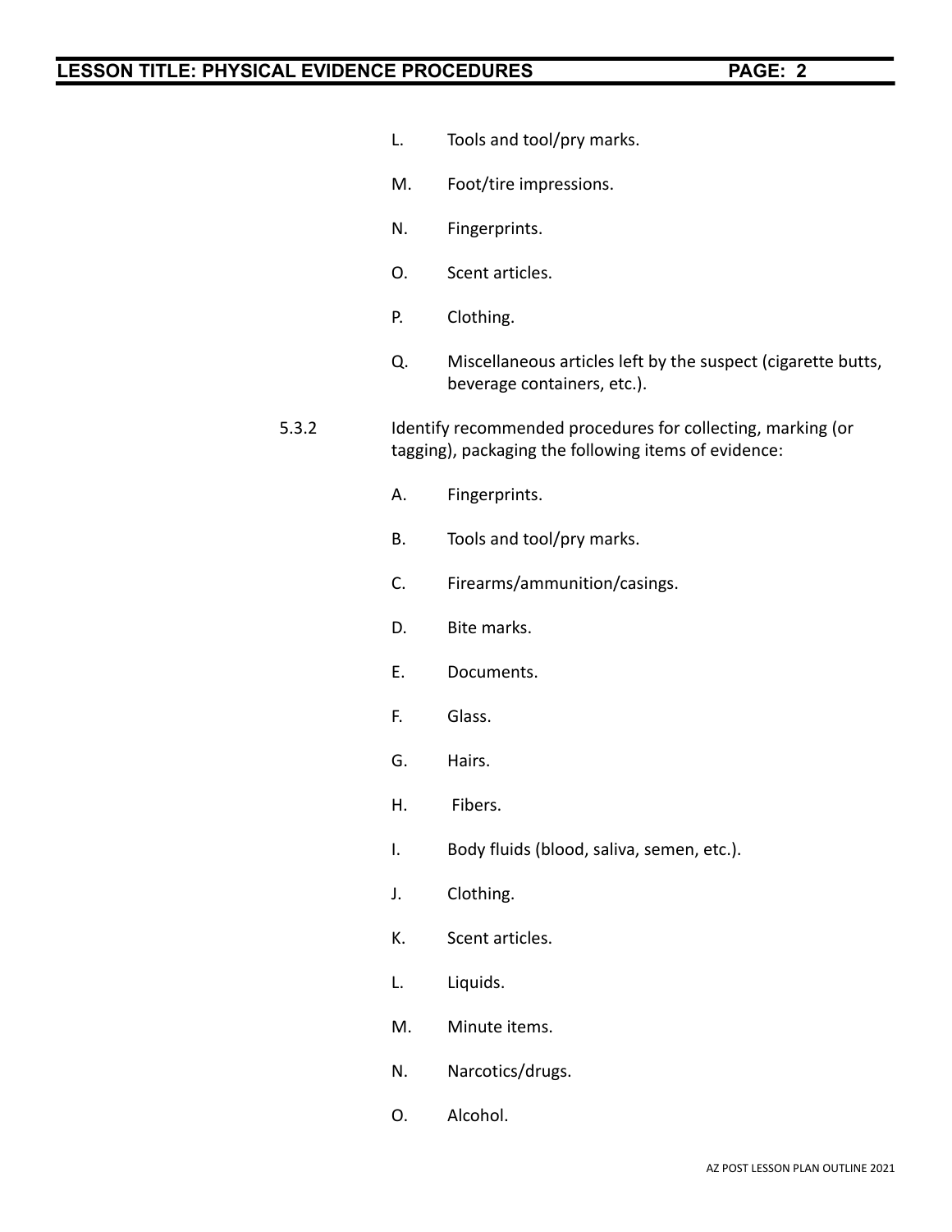L. Tools and tool/pry marks.

M. Foot/tire impressions.

N. Fingerprints.

O. Scent articles.

P. Clothing.

Q. Miscellaneous articles left by the suspect (cigarette butts, beverage containers, etc.).

5.3.2 Identify recommended procedures for collecting, marking (or tagging), packaging the following items of evidence:

A. Fingerprints.

B. Tools and tool/pry marks.

C. Firearms/ammunition/casings.

D. Bite marks.

E. Documents.

F. Glass.

G. Hairs.

H. Fibers.

I. Body fluids (blood, saliva, semen, etc.).

J. Clothing.

K. Scent articles.

L. Liquids.

M. Minute items.

N. Narcotics/drugs.

O. Alcohol.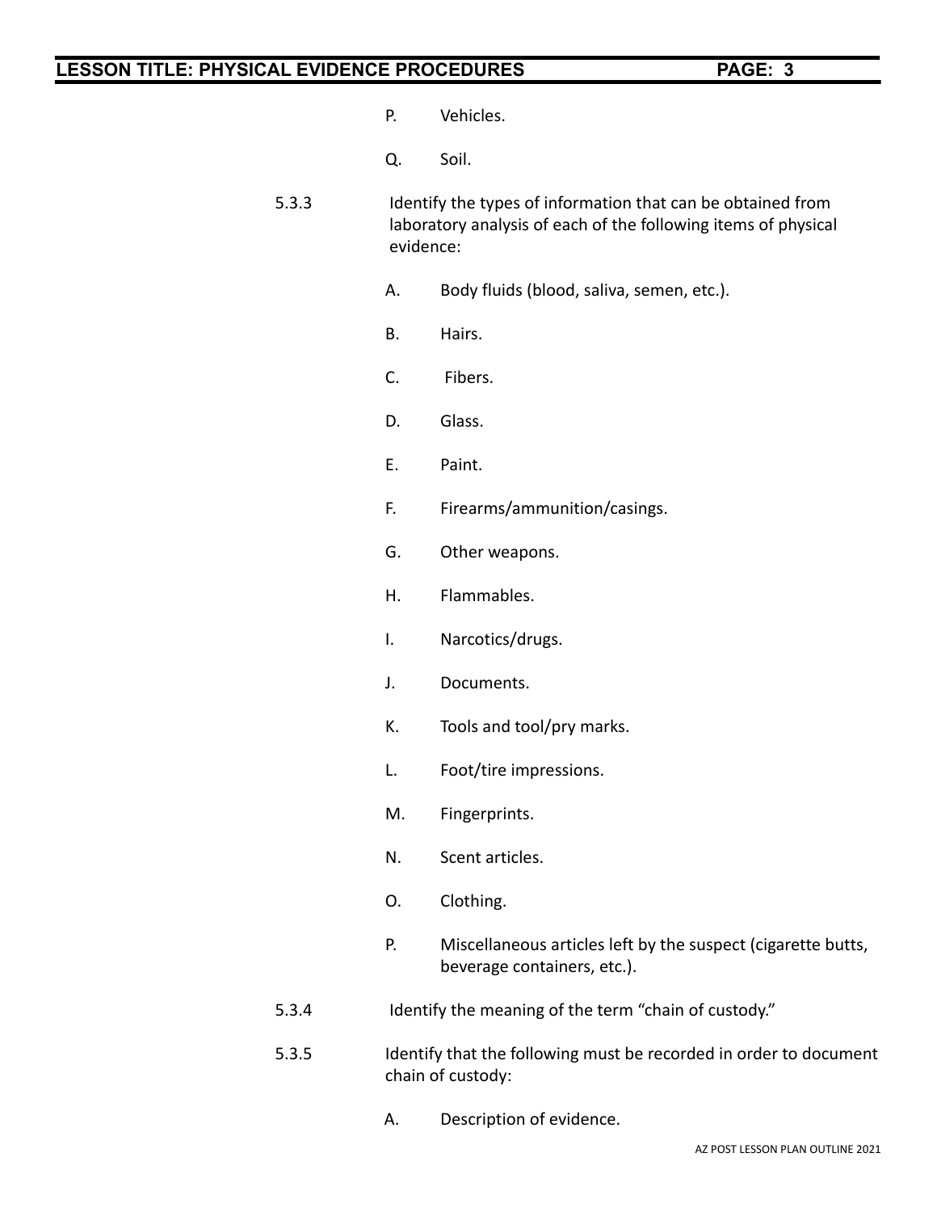P. Vehicles.

Q. Soil.

5.3.3 Identify the types of information that can be obtained from laboratory analysis of each of the following items of physical evidence:

A. Body fluids (blood, saliva, semen, etc.).

B. Hairs.

C. Fibers.

D. Glass.

E. Paint.

F. Firearms/ammunition/casings.

G. Other weapons.

H. Flammables.

I. Narcotics/drugs.

J. Documents.

K. Tools and tool/pry marks.

L. Foot/tire impressions.

M. Fingerprints.

N. Scent articles.

O. Clothing.

P. Miscellaneous articles left by the suspect (cigarette butts, beverage containers, etc.).

5.3.4 Identify the meaning of the term "chain of custody."

5.3.5 Identify that the following must be recorded in order to document chain of custody:

A. Description of evidence.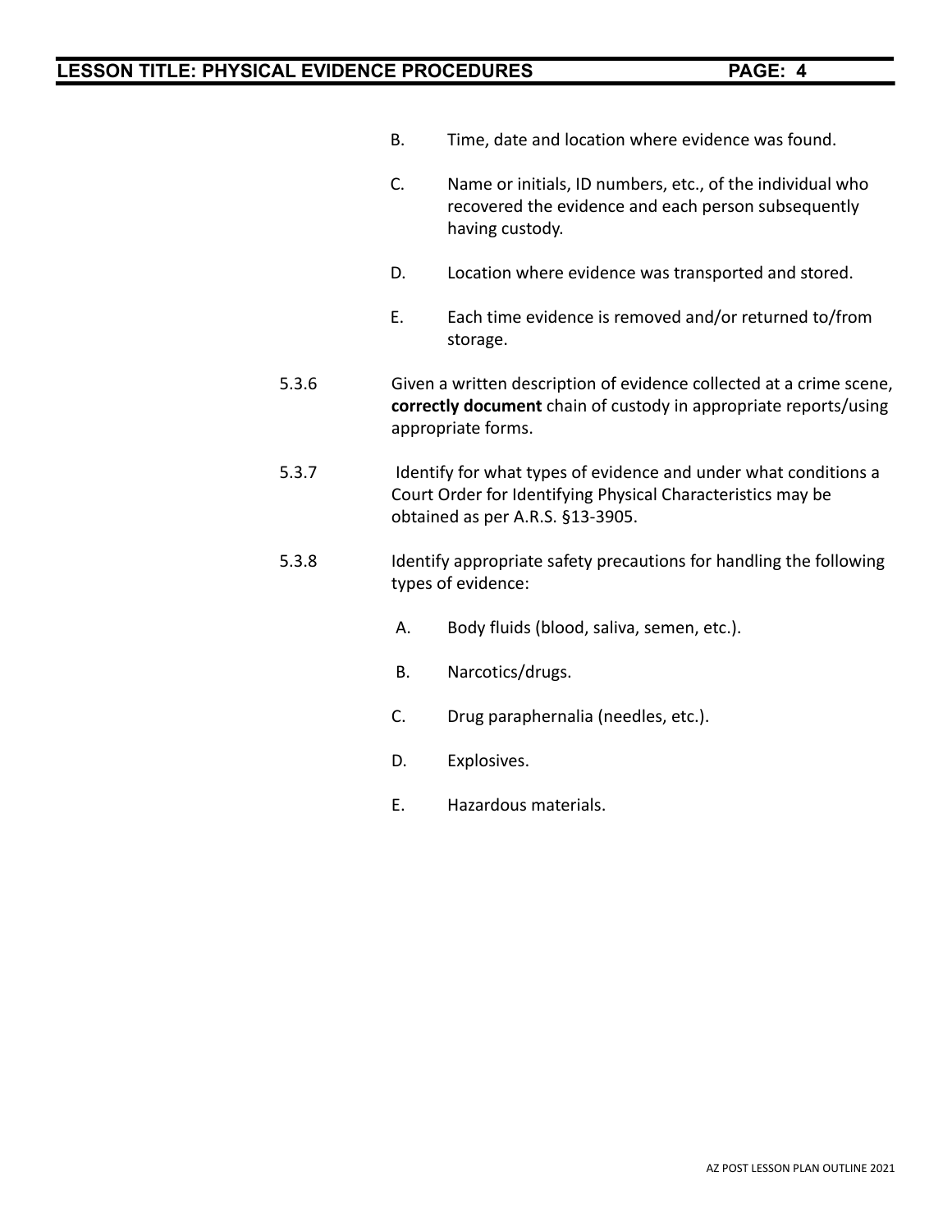B. Time, date and location where evidence was found.

C. Name or initials, ID numbers, etc., of the individual who recovered the evidence and each person subsequently having custody.

D. Location where evidence was transported and stored.

E. Each time evidence is removed and/or returned to/from storage.

5.3.6 Given a written description of evidence collected at a crime scene, **correctly document** chain of custody in appropriate reports/using appropriate forms.

5.3.7 Identify for what types of evidence and under what conditions a Court Order for Identifying Physical Characteristics may be obtained as per A.R.S. §13-3905.

5.3.8 Identify appropriate safety precautions for handling the following types of evidence:

A. Body fluids (blood, saliva, semen, etc.).

B. Narcotics/drugs.

C. Drug paraphernalia (needles, etc.).

D. Explosives.

E. Hazardous materials.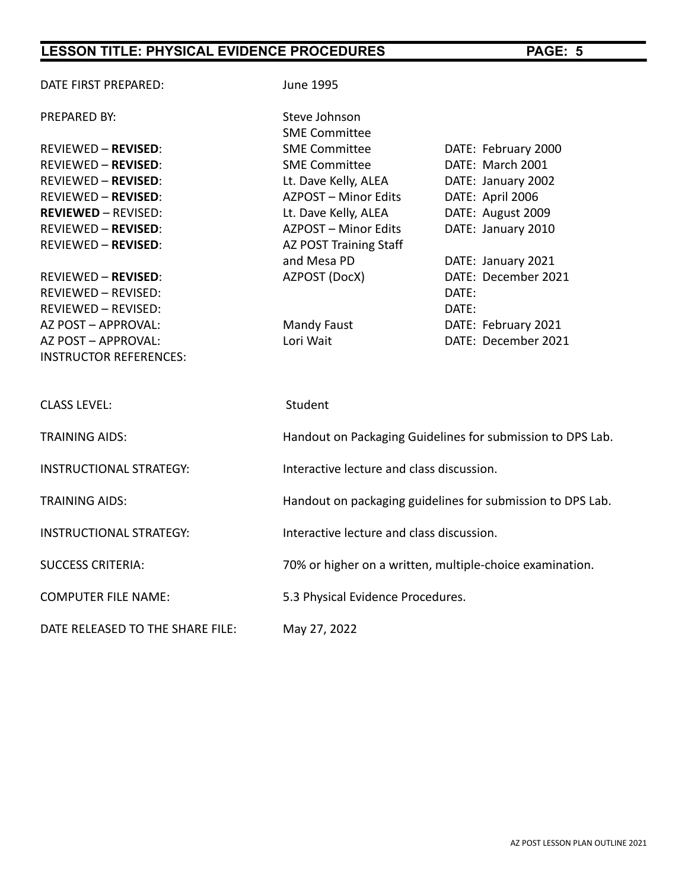| | | |
|---|---|---|
| DATE FIRST PREPARED: | June 1995 | |
| PREPARED BY: | Steve Johnson<br>SME Committee | |
| REVIEWED – **REVISED**: | SME Committee | DATE: February 2000 |
| REVIEWED – **REVISED**: | SME Committee | DATE: March 2001 |
| REVIEWED – **REVISED**: | Lt. Dave Kelly, ALEA | DATE: January 2002 |
| REVIEWED – **REVISED**: | AZPOST – Minor Edits | DATE: April 2006 |
| **REVIEWED** – REVISED: | Lt. Dave Kelly, ALEA | DATE: August 2009 |
| REVIEWED – **REVISED**: | AZPOST – Minor Edits | DATE: January 2010 |
| REVIEWED – **REVISED**: | AZ POST Training Staff and Mesa PD | DATE: January 2021 |
| REVIEWED – **REVISED**: | AZPOST (DocX) | DATE: December 2021 |
| REVIEWED – REVISED: | | DATE: |
| REVIEWED – REVISED: | | DATE: |
| AZ POST – APPROVAL: | Mandy Faust | DATE: February 2021 |
| AZ POST – APPROVAL: | Lori Wait | DATE: December 2021 |
| INSTRUCTOR REFERENCES: | | |

| | |
|---|---|
| CLASS LEVEL: | Student |
| TRAINING AIDS: | Handout on Packaging Guidelines for submission to DPS Lab. |
| INSTRUCTIONAL STRATEGY: | Interactive lecture and class discussion. |
| TRAINING AIDS: | Handout on packaging guidelines for submission to DPS Lab. |
| INSTRUCTIONAL STRATEGY: | Interactive lecture and class discussion. |
| SUCCESS CRITERIA: | 70% or higher on a written, multiple-choice examination. |
| COMPUTER FILE NAME: | 5.3 Physical Evidence Procedures. |
| DATE RELEASED TO THE SHARE FILE: | May 27, 2022 |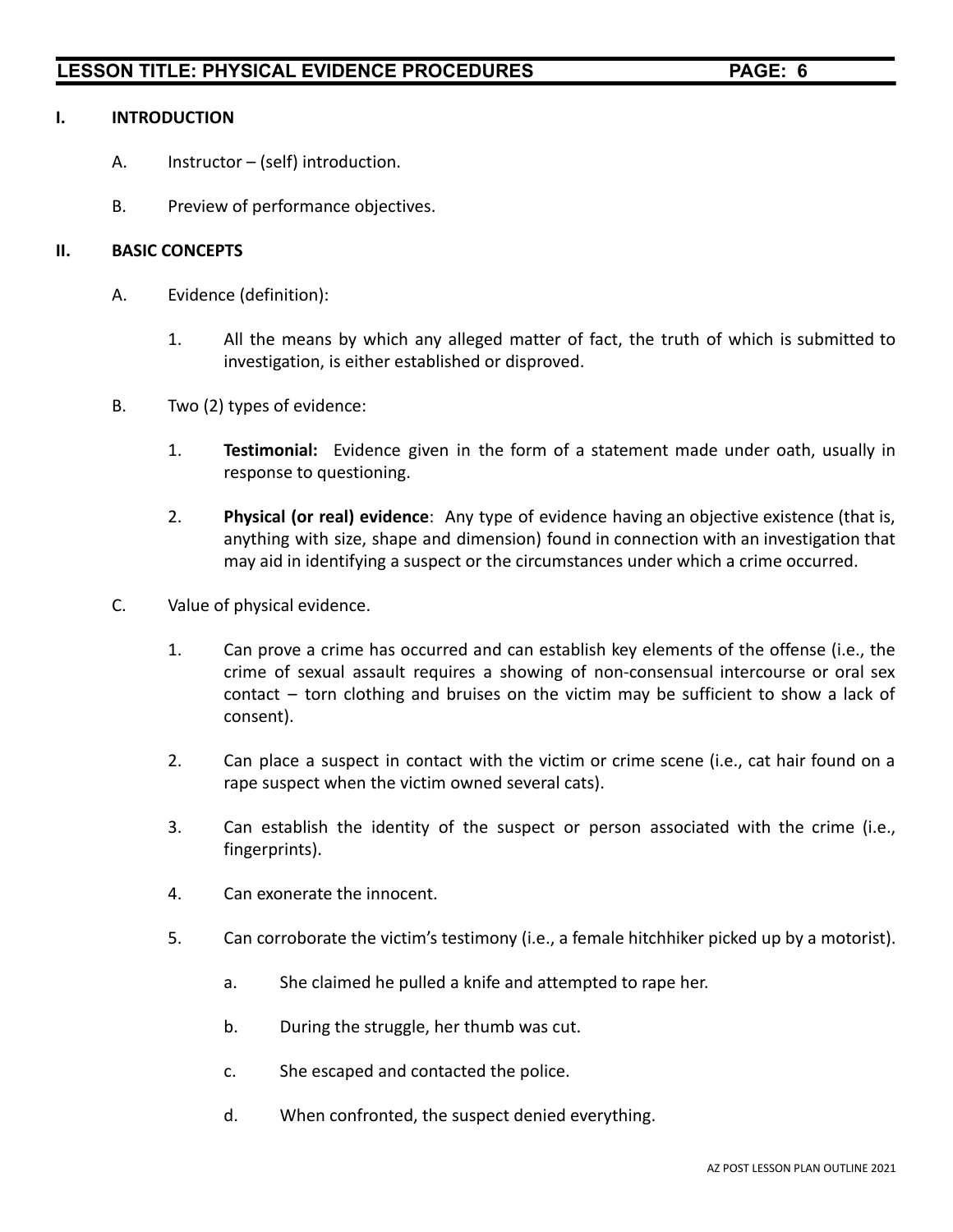## I. INTRODUCTION

A. Instructor – (self) introduction.

B. Preview of performance objectives.

## II. BASIC CONCEPTS

A. Evidence (definition):

1. All the means by which any alleged matter of fact, the truth of which is submitted to investigation, is either established or disproved.

B. Two (2) types of evidence:

1. **Testimonial:** Evidence given in the form of a statement made under oath, usually in response to questioning.

2. **Physical (or real) evidence**: Any type of evidence having an objective existence (that is, anything with size, shape and dimension) found in connection with an investigation that may aid in identifying a suspect or the circumstances under which a crime occurred.

C. Value of physical evidence.

1. Can prove a crime has occurred and can establish key elements of the offense (i.e., the crime of sexual assault requires a showing of non-consensual intercourse or oral sex contact – torn clothing and bruises on the victim may be sufficient to show a lack of consent).

2. Can place a suspect in contact with the victim or crime scene (i.e., cat hair found on a rape suspect when the victim owned several cats).

3. Can establish the identity of the suspect or person associated with the crime (i.e., fingerprints).

4. Can exonerate the innocent.

5. Can corroborate the victim's testimony (i.e., a female hitchhiker picked up by a motorist).

   a. She claimed he pulled a knife and attempted to rape her.

   b. During the struggle, her thumb was cut.

   c. She escaped and contacted the police.

   d. When confronted, the suspect denied everything.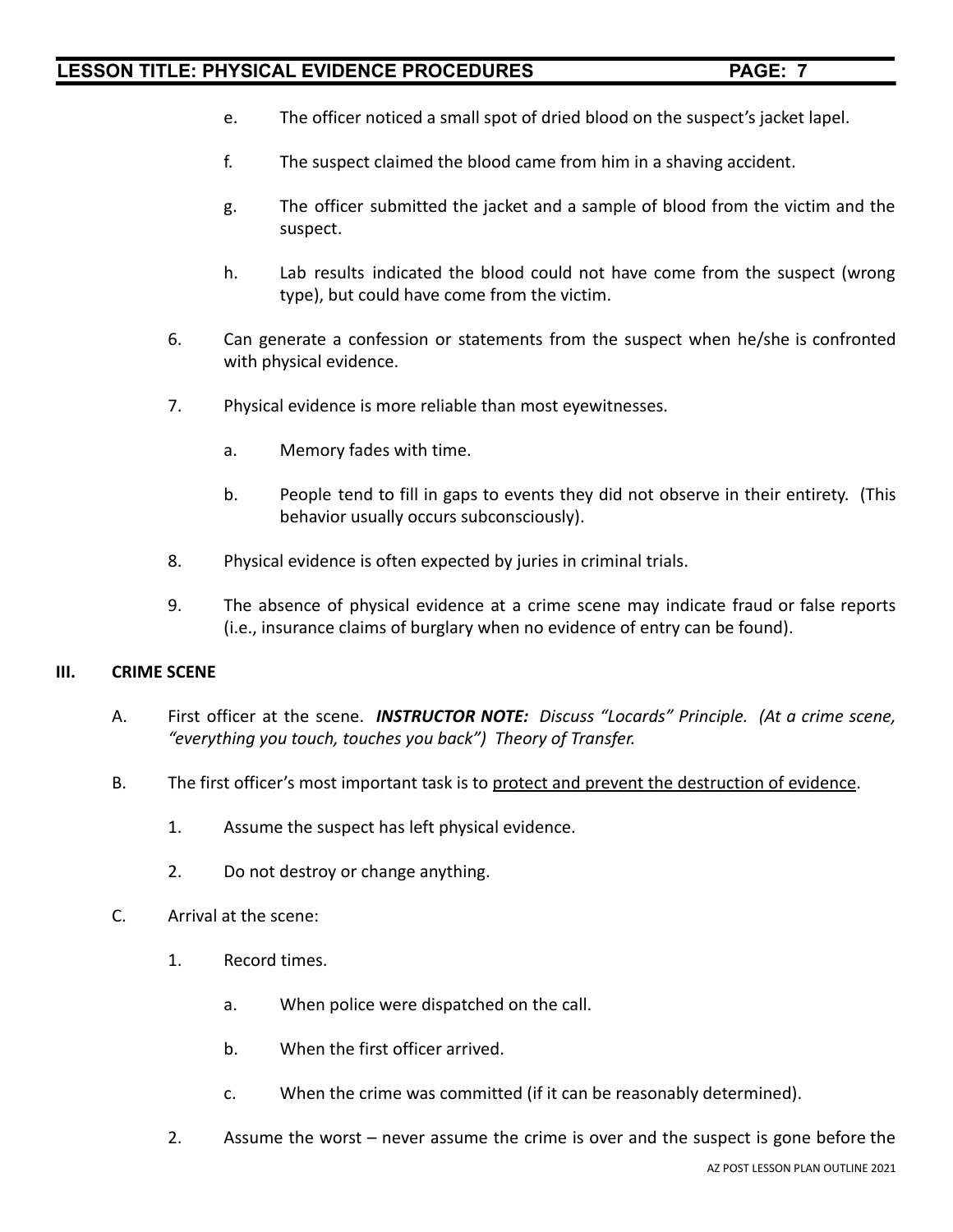e. The officer noticed a small spot of dried blood on the suspect's jacket lapel.

f. The suspect claimed the blood came from him in a shaving accident.

g. The officer submitted the jacket and a sample of blood from the victim and the suspect.

h. Lab results indicated the blood could not have come from the suspect (wrong type), but could have come from the victim.

6. Can generate a confession or statements from the suspect when he/she is confronted with physical evidence.

7. Physical evidence is more reliable than most eyewitnesses.

   a. Memory fades with time.

   b. People tend to fill in gaps to events they did not observe in their entirety. (This behavior usually occurs subconsciously).

8. Physical evidence is often expected by juries in criminal trials.

9. The absence of physical evidence at a crime scene may indicate fraud or false reports (i.e., insurance claims of burglary when no evidence of entry can be found).

## III. CRIME SCENE

A. First officer at the scene. ***INSTRUCTOR NOTE:*** *Discuss "Locards" Principle. (At a crime scene, "everything you touch, touches you back") Theory of Transfer.*

B. The first officer's most important task is to <u>protect and prevent the destruction of evidence</u>.

   1. Assume the suspect has left physical evidence.

   2. Do not destroy or change anything.

C. Arrival at the scene:

   1. Record times.

      a. When police were dispatched on the call.

      b. When the first officer arrived.

      c. When the crime was committed (if it can be reasonably determined).

   2. Assume the worst – never assume the crime is over and the suspect is gone before the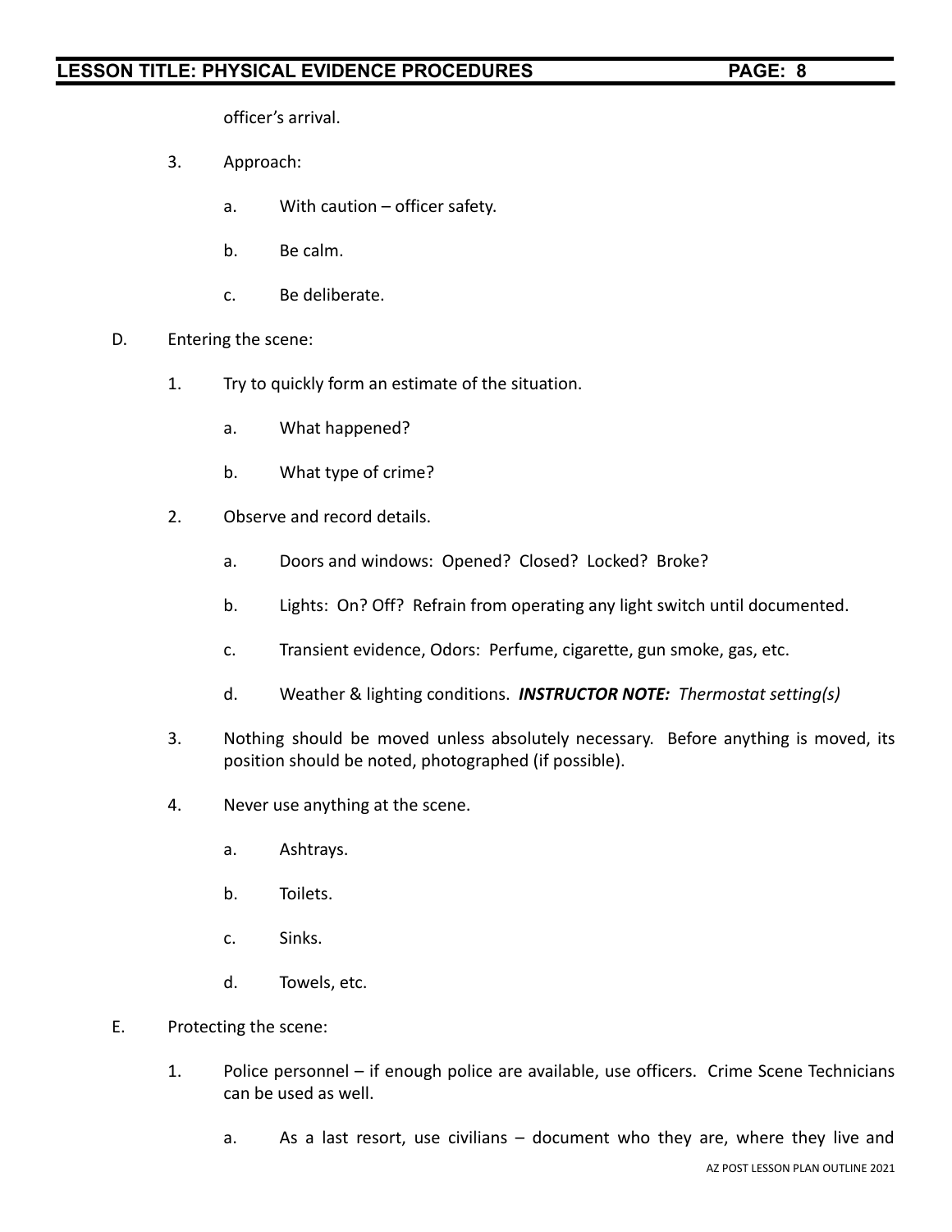officer's arrival.

3. Approach:

    a. With caution – officer safety.

    b. Be calm.

    c. Be deliberate.

D. Entering the scene:

1. Try to quickly form an estimate of the situation.

    a. What happened?

    b. What type of crime?

2. Observe and record details.

    a. Doors and windows: Opened? Closed? Locked? Broke?

    b. Lights: On? Off? Refrain from operating any light switch until documented.

    c. Transient evidence, Odors: Perfume, cigarette, gun smoke, gas, etc.

    d. Weather & lighting conditions. ***INSTRUCTOR NOTE:*** *Thermostat setting(s)*

3. Nothing should be moved unless absolutely necessary. Before anything is moved, its position should be noted, photographed (if possible).

4. Never use anything at the scene.

    a. Ashtrays.

    b. Toilets.

    c. Sinks.

    d. Towels, etc.

E. Protecting the scene:

1. Police personnel – if enough police are available, use officers. Crime Scene Technicians can be used as well.

    a. As a last resort, use civilians – document who they are, where they live and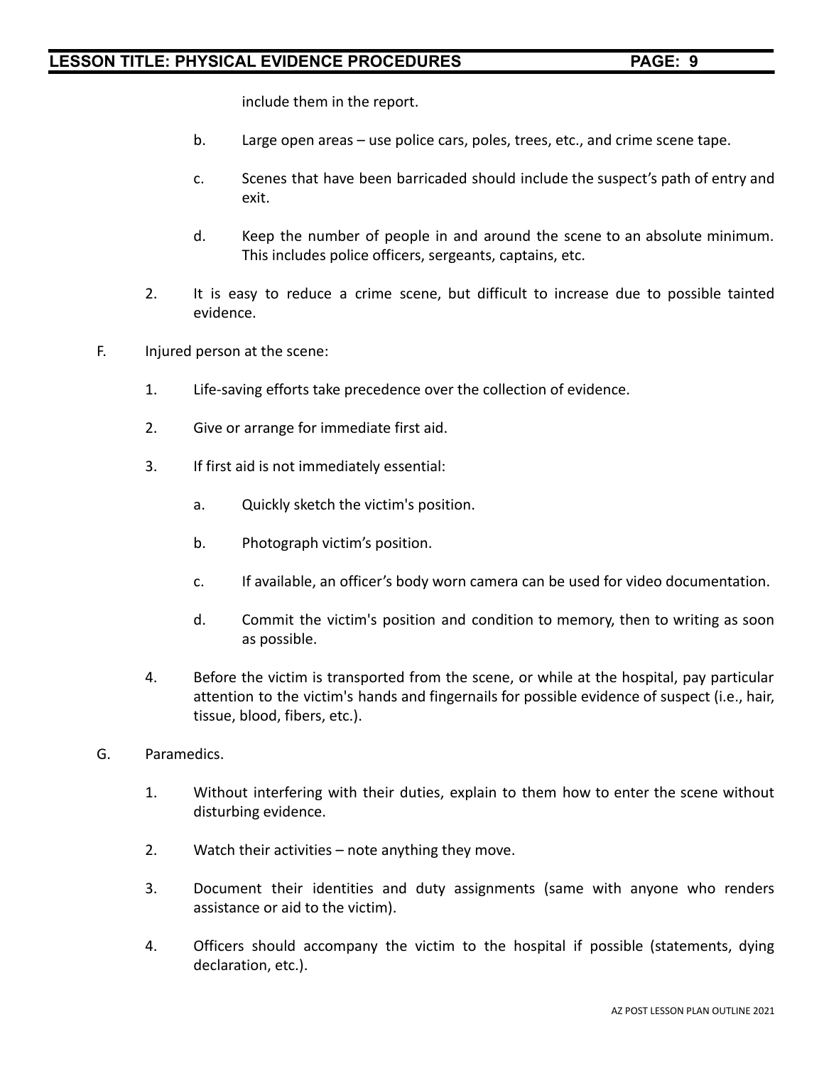include them in the report.

   b. Large open areas – use police cars, poles, trees, etc., and crime scene tape.

   c. Scenes that have been barricaded should include the suspect's path of entry and exit.

   d. Keep the number of people in and around the scene to an absolute minimum. This includes police officers, sergeants, captains, etc.

2. It is easy to reduce a crime scene, but difficult to increase due to possible tainted evidence.

F. Injured person at the scene:

1. Life-saving efforts take precedence over the collection of evidence.

2. Give or arrange for immediate first aid.

3. If first aid is not immediately essential:

   a. Quickly sketch the victim's position.

   b. Photograph victim's position.

   c. If available, an officer's body worn camera can be used for video documentation.

   d. Commit the victim's position and condition to memory, then to writing as soon as possible.

4. Before the victim is transported from the scene, or while at the hospital, pay particular attention to the victim's hands and fingernails for possible evidence of suspect (i.e., hair, tissue, blood, fibers, etc.).

G. Paramedics.

1. Without interfering with their duties, explain to them how to enter the scene without disturbing evidence.

2. Watch their activities – note anything they move.

3. Document their identities and duty assignments (same with anyone who renders assistance or aid to the victim).

4. Officers should accompany the victim to the hospital if possible (statements, dying declaration, etc.).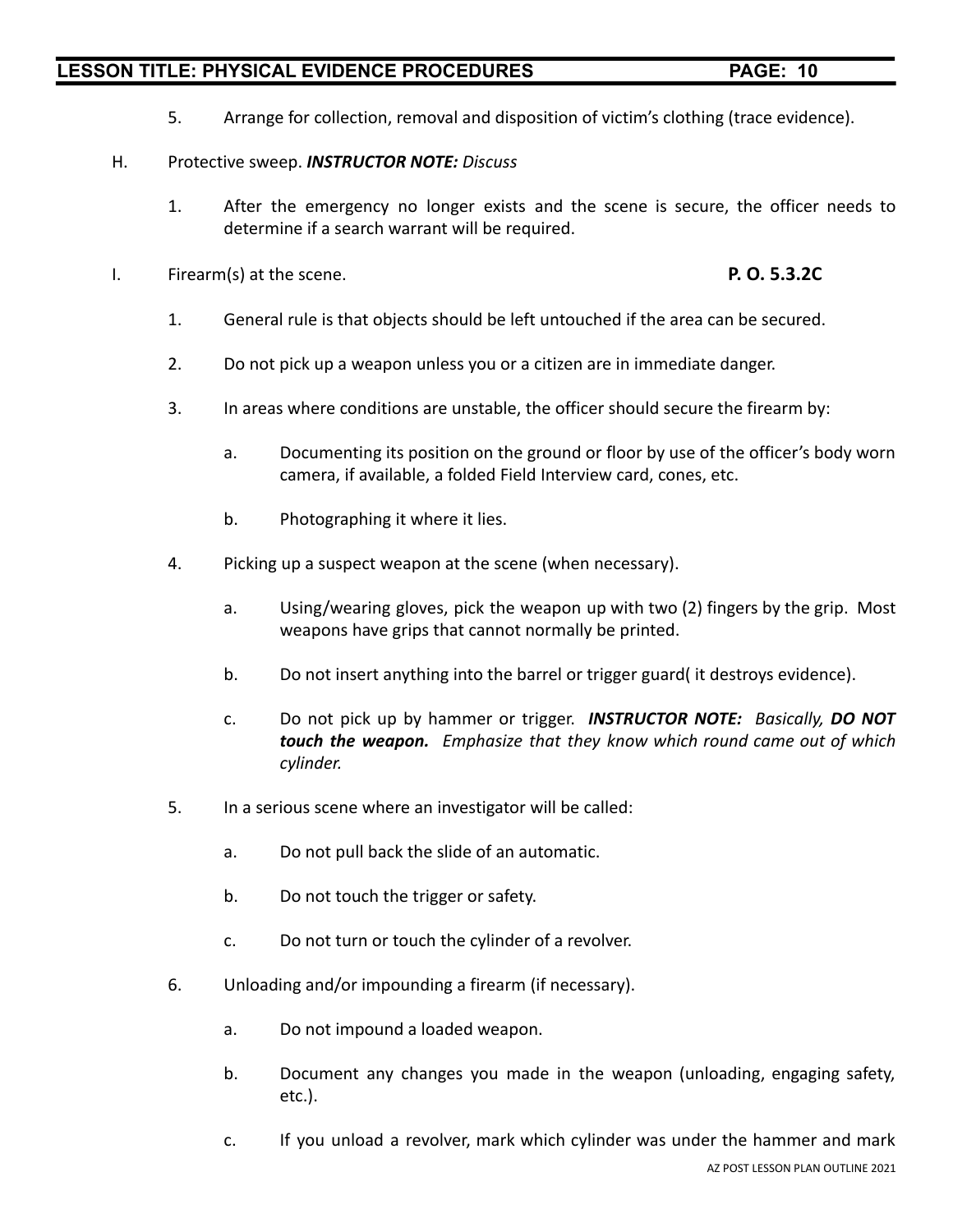5. Arrange for collection, removal and disposition of victim's clothing (trace evidence).

H. Protective sweep. ***INSTRUCTOR NOTE:*** *Discuss*

1. After the emergency no longer exists and the scene is secure, the officer needs to determine if a search warrant will be required.

I. Firearm(s) at the scene. **P. O. 5.3.2C**

1. General rule is that objects should be left untouched if the area can be secured.

2. Do not pick up a weapon unless you or a citizen are in immediate danger.

3. In areas where conditions are unstable, the officer should secure the firearm by:

    a. Documenting its position on the ground or floor by use of the officer's body worn camera, if available, a folded Field Interview card, cones, etc.

    b. Photographing it where it lies.

4. Picking up a suspect weapon at the scene (when necessary).

    a. Using/wearing gloves, pick the weapon up with two (2) fingers by the grip. Most weapons have grips that cannot normally be printed.

    b. Do not insert anything into the barrel or trigger guard( it destroys evidence).

    c. Do not pick up by hammer or trigger. ***INSTRUCTOR NOTE:*** *Basically,* ***DO NOT touch the weapon.*** *Emphasize that they know which round came out of which cylinder.*

5. In a serious scene where an investigator will be called:

    a. Do not pull back the slide of an automatic.

    b. Do not touch the trigger or safety.

    c. Do not turn or touch the cylinder of a revolver.

6. Unloading and/or impounding a firearm (if necessary).

    a. Do not impound a loaded weapon.

    b. Document any changes you made in the weapon (unloading, engaging safety, etc.).

    c. If you unload a revolver, mark which cylinder was under the hammer and mark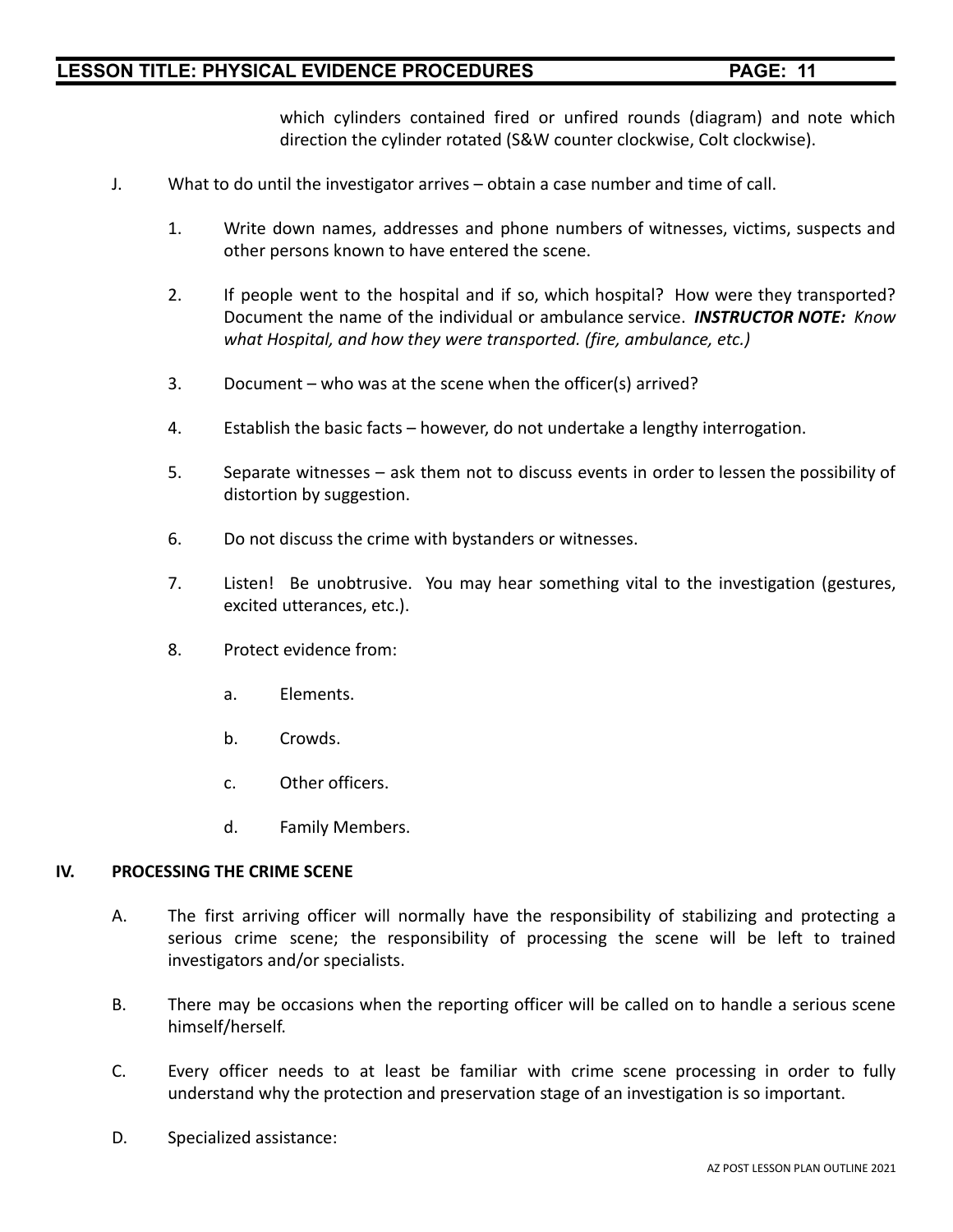which cylinders contained fired or unfired rounds (diagram) and note which direction the cylinder rotated (S&W counter clockwise, Colt clockwise).

J. What to do until the investigator arrives – obtain a case number and time of call.

   1. Write down names, addresses and phone numbers of witnesses, victims, suspects and other persons known to have entered the scene.

   2. If people went to the hospital and if so, which hospital? How were they transported? Document the name of the individual or ambulance service. ***INSTRUCTOR NOTE:*** *Know what Hospital, and how they were transported. (fire, ambulance, etc.)*

   3. Document – who was at the scene when the officer(s) arrived?

   4. Establish the basic facts – however, do not undertake a lengthy interrogation.

   5. Separate witnesses – ask them not to discuss events in order to lessen the possibility of distortion by suggestion.

   6. Do not discuss the crime with bystanders or witnesses.

   7. Listen! Be unobtrusive. You may hear something vital to the investigation (gestures, excited utterances, etc.).

   8. Protect evidence from:

      a. Elements.

      b. Crowds.

      c. Other officers.

      d. Family Members.

## IV. PROCESSING THE CRIME SCENE

A. The first arriving officer will normally have the responsibility of stabilizing and protecting a serious crime scene; the responsibility of processing the scene will be left to trained investigators and/or specialists.

B. There may be occasions when the reporting officer will be called on to handle a serious scene himself/herself.

C. Every officer needs to at least be familiar with crime scene processing in order to fully understand why the protection and preservation stage of an investigation is so important.

D. Specialized assistance: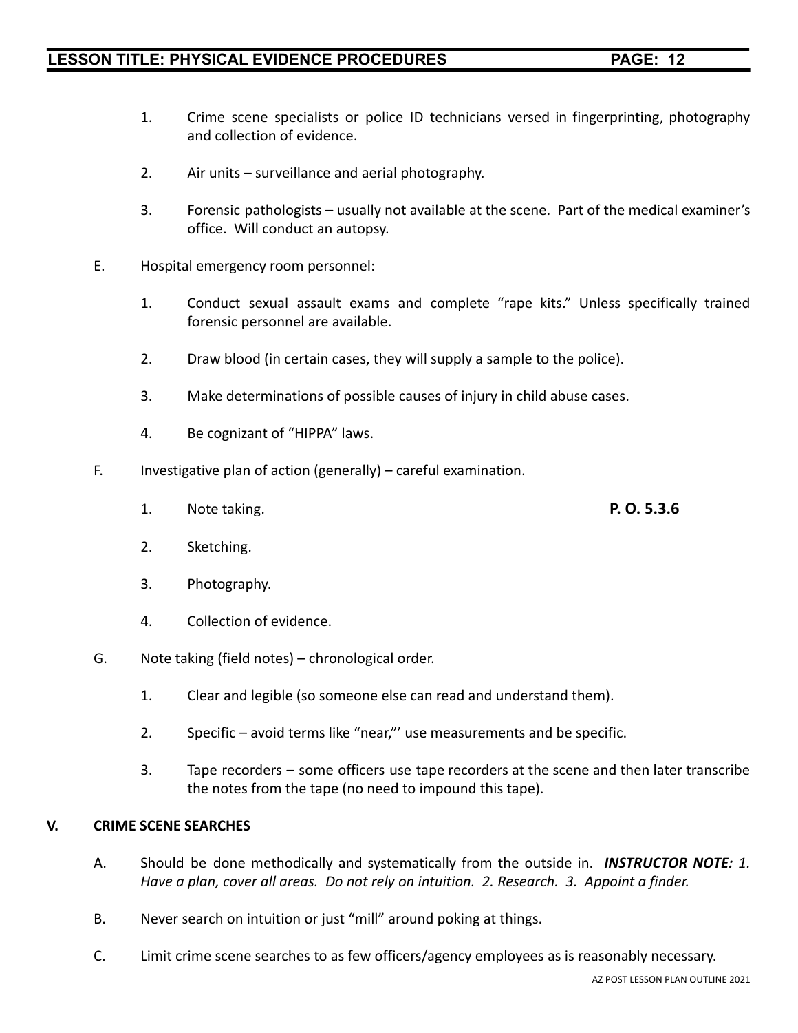1. Crime scene specialists or police ID technicians versed in fingerprinting, photography and collection of evidence.

2. Air units – surveillance and aerial photography.

3. Forensic pathologists – usually not available at the scene. Part of the medical examiner's office. Will conduct an autopsy.

E. Hospital emergency room personnel:

1. Conduct sexual assault exams and complete "rape kits." Unless specifically trained forensic personnel are available.

2. Draw blood (in certain cases, they will supply a sample to the police).

3. Make determinations of possible causes of injury in child abuse cases.

4. Be cognizant of "HIPPA" laws.

F. Investigative plan of action (generally) – careful examination.

1. Note taking. **P. O. 5.3.6**

2. Sketching.

3. Photography.

4. Collection of evidence.

G. Note taking (field notes) – chronological order.

1. Clear and legible (so someone else can read and understand them).

2. Specific – avoid terms like "near,"' use measurements and be specific.

3. Tape recorders – some officers use tape recorders at the scene and then later transcribe the notes from the tape (no need to impound this tape).

## V. CRIME SCENE SEARCHES

A. Should be done methodically and systematically from the outside in. ***INSTRUCTOR NOTE:*** *1. Have a plan, cover all areas. Do not rely on intuition. 2. Research. 3. Appoint a finder.*

B. Never search on intuition or just "mill" around poking at things.

C. Limit crime scene searches to as few officers/agency employees as is reasonably necessary.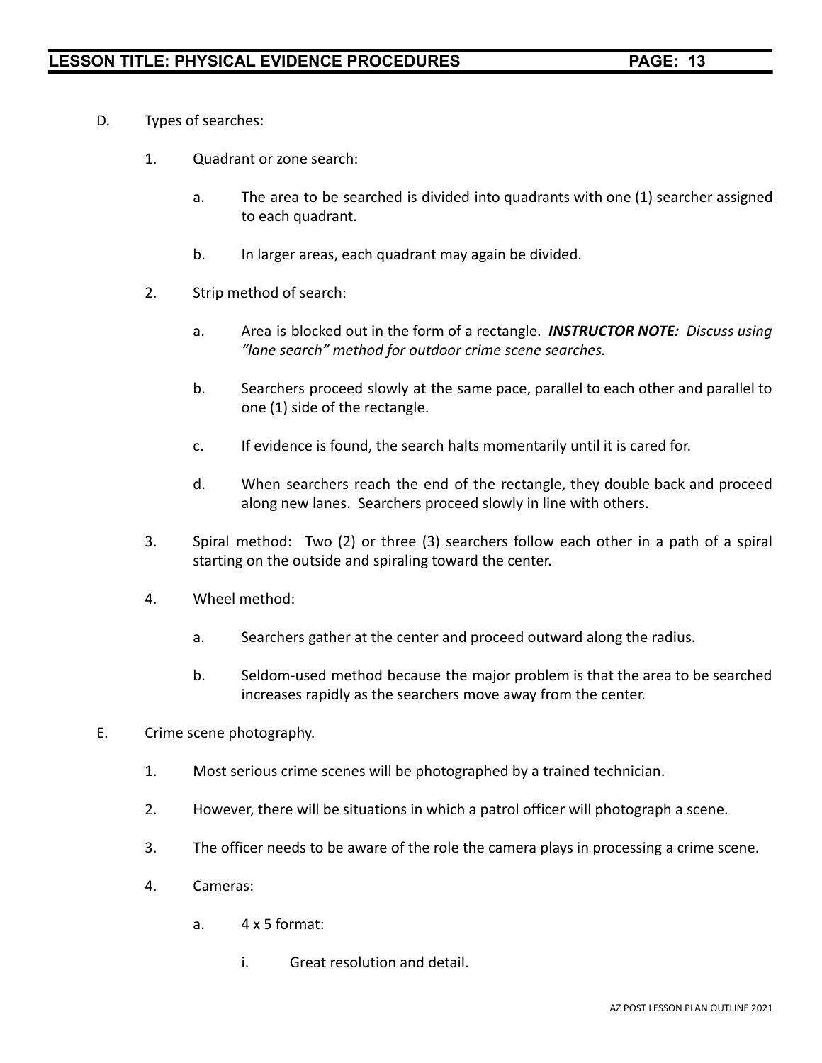D. Types of searches:

1. Quadrant or zone search:

    a. The area to be searched is divided into quadrants with one (1) searcher assigned to each quadrant.

    b. In larger areas, each quadrant may again be divided.

2. Strip method of search:

    a. Area is blocked out in the form of a rectangle. ***INSTRUCTOR NOTE:*** *Discuss using "lane search" method for outdoor crime scene searches.*

    b. Searchers proceed slowly at the same pace, parallel to each other and parallel to one (1) side of the rectangle.

    c. If evidence is found, the search halts momentarily until it is cared for.

    d. When searchers reach the end of the rectangle, they double back and proceed along new lanes. Searchers proceed slowly in line with others.

3. Spiral method: Two (2) or three (3) searchers follow each other in a path of a spiral starting on the outside and spiraling toward the center.

4. Wheel method:

    a. Searchers gather at the center and proceed outward along the radius.

    b. Seldom-used method because the major problem is that the area to be searched increases rapidly as the searchers move away from the center.

E. Crime scene photography.

1. Most serious crime scenes will be photographed by a trained technician.

2. However, there will be situations in which a patrol officer will photograph a scene.

3. The officer needs to be aware of the role the camera plays in processing a crime scene.

4. Cameras:

    a. 4 x 5 format:

        i. Great resolution and detail.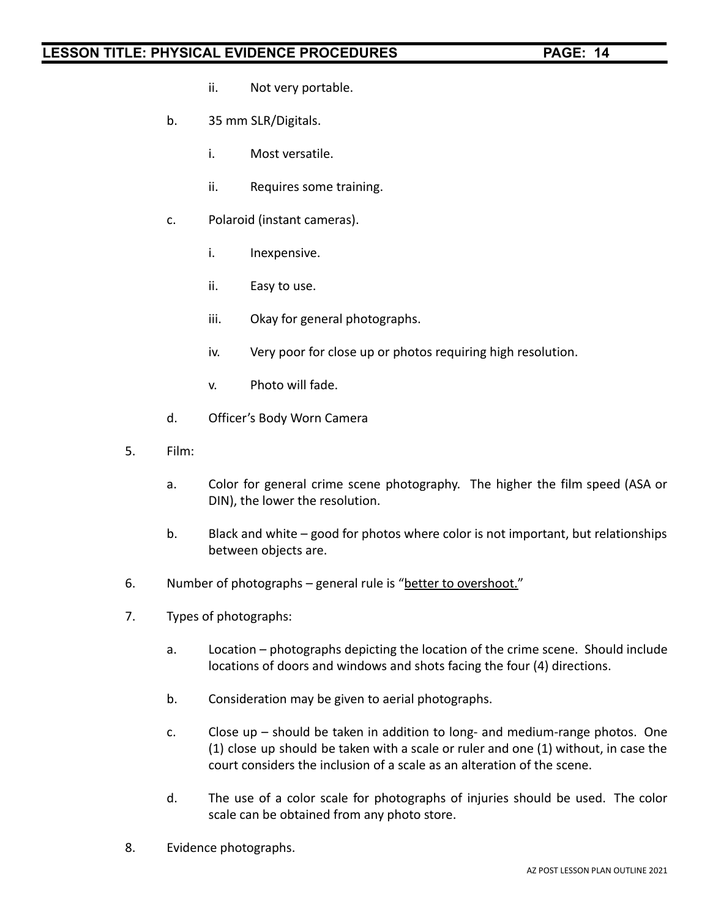ii. Not very portable.

b. 35 mm SLR/Digitals.

   i. Most versatile.

   ii. Requires some training.

c. Polaroid (instant cameras).

   i. Inexpensive.

   ii. Easy to use.

   iii. Okay for general photographs.

   iv. Very poor for close up or photos requiring high resolution.

   v. Photo will fade.

d. Officer's Body Worn Camera

5. Film:

   a. Color for general crime scene photography. The higher the film speed (ASA or DIN), the lower the resolution.

   b. Black and white – good for photos where color is not important, but relationships between objects are.

6. Number of photographs – general rule is "<u>better to overshoot.</u>"

7. Types of photographs:

   a. Location – photographs depicting the location of the crime scene. Should include locations of doors and windows and shots facing the four (4) directions.

   b. Consideration may be given to aerial photographs.

   c. Close up – should be taken in addition to long- and medium-range photos. One (1) close up should be taken with a scale or ruler and one (1) without, in case the court considers the inclusion of a scale as an alteration of the scene.

   d. The use of a color scale for photographs of injuries should be used. The color scale can be obtained from any photo store.

8. Evidence photographs.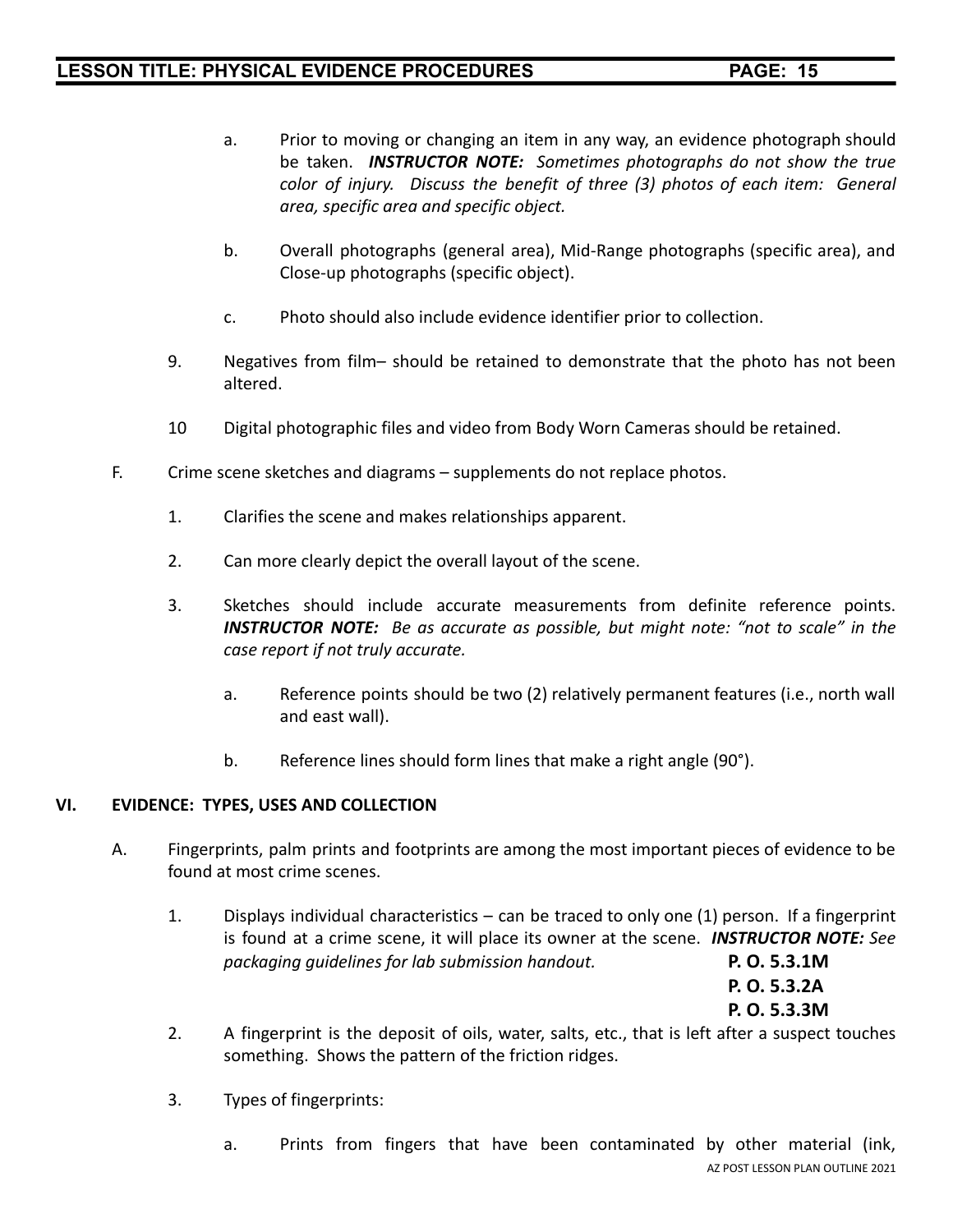a. Prior to moving or changing an item in any way, an evidence photograph should be taken. ***INSTRUCTOR NOTE:*** *Sometimes photographs do not show the true color of injury. Discuss the benefit of three (3) photos of each item: General area, specific area and specific object.*

b. Overall photographs (general area), Mid-Range photographs (specific area), and Close-up photographs (specific object).

c. Photo should also include evidence identifier prior to collection.

9. Negatives from film– should be retained to demonstrate that the photo has not been altered.

10 Digital photographic files and video from Body Worn Cameras should be retained.

F. Crime scene sketches and diagrams – supplements do not replace photos.

1. Clarifies the scene and makes relationships apparent.

2. Can more clearly depict the overall layout of the scene.

3. Sketches should include accurate measurements from definite reference points. ***INSTRUCTOR NOTE:*** *Be as accurate as possible, but might note: "not to scale" in the case report if not truly accurate.*

   a. Reference points should be two (2) relatively permanent features (i.e., north wall and east wall).

   b. Reference lines should form lines that make a right angle (90°).

## VI. EVIDENCE: TYPES, USES AND COLLECTION

A. Fingerprints, palm prints and footprints are among the most important pieces of evidence to be found at most crime scenes.

1. Displays individual characteristics – can be traced to only one (1) person. If a fingerprint is found at a crime scene, it will place its owner at the scene. ***INSTRUCTOR NOTE:*** *See packaging guidelines for lab submission handout.* **P. O. 5.3.1M** **P. O. 5.3.2A** **P. O. 5.3.3M**

2. A fingerprint is the deposit of oils, water, salts, etc., that is left after a suspect touches something. Shows the pattern of the friction ridges.

3. Types of fingerprints:

   a. Prints from fingers that have been contaminated by other material (ink,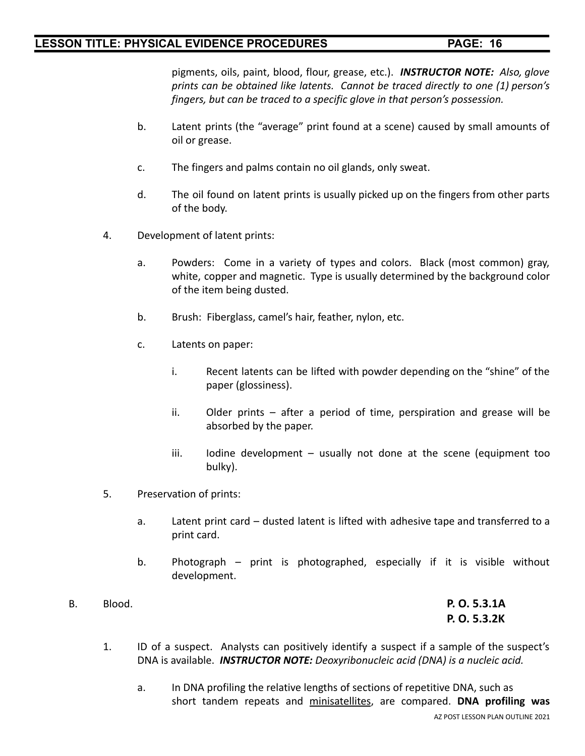pigments, oils, paint, blood, flour, grease, etc.). ***INSTRUCTOR NOTE:*** *Also, glove prints can be obtained like latents. Cannot be traced directly to one (1) person's fingers, but can be traced to a specific glove in that person's possession.*

b. Latent prints (the "average" print found at a scene) caused by small amounts of oil or grease.

c. The fingers and palms contain no oil glands, only sweat.

d. The oil found on latent prints is usually picked up on the fingers from other parts of the body.

4. Development of latent prints:

   a. Powders: Come in a variety of types and colors. Black (most common) gray, white, copper and magnetic. Type is usually determined by the background color of the item being dusted.

   b. Brush: Fiberglass, camel's hair, feather, nylon, etc.

   c. Latents on paper:

      i. Recent latents can be lifted with powder depending on the "shine" of the paper (glossiness).

      ii. Older prints – after a period of time, perspiration and grease will be absorbed by the paper.

      iii. Iodine development – usually not done at the scene (equipment too bulky).

5. Preservation of prints:

   a. Latent print card – dusted latent is lifted with adhesive tape and transferred to a print card.

   b. Photograph – print is photographed, especially if it is visible without development.

B. Blood. **P. O. 5.3.1A** **P. O. 5.3.2K**

1. ID of a suspect. Analysts can positively identify a suspect if a sample of the suspect's DNA is available. ***INSTRUCTOR NOTE:*** *Deoxyribonucleic acid (DNA) is a nucleic acid.*

   a. In DNA profiling the relative lengths of sections of repetitive DNA, such as short tandem repeats and minisatellites, are compared. **DNA profiling was**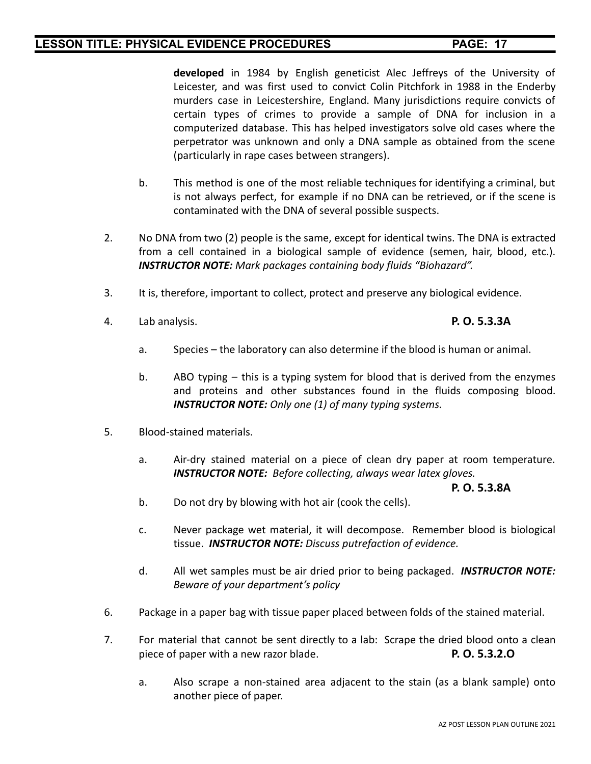**developed** in 1984 by English geneticist Alec Jeffreys of the University of Leicester, and was first used to convict Colin Pitchfork in 1988 in the Enderby murders case in Leicestershire, England. Many jurisdictions require convicts of certain types of crimes to provide a sample of DNA for inclusion in a computerized database. This has helped investigators solve old cases where the perpetrator was unknown and only a DNA sample as obtained from the scene (particularly in rape cases between strangers).

b. This method is one of the most reliable techniques for identifying a criminal, but is not always perfect, for example if no DNA can be retrieved, or if the scene is contaminated with the DNA of several possible suspects.

2. No DNA from two (2) people is the same, except for identical twins. The DNA is extracted from a cell contained in a biological sample of evidence (semen, hair, blood, etc.). ***INSTRUCTOR NOTE:*** *Mark packages containing body fluids "Biohazard".*

3. It is, therefore, important to collect, protect and preserve any biological evidence.

4. Lab analysis. **P. O. 5.3.3A**

   a. Species – the laboratory can also determine if the blood is human or animal.

   b. ABO typing – this is a typing system for blood that is derived from the enzymes and proteins and other substances found in the fluids composing blood. ***INSTRUCTOR NOTE:*** *Only one (1) of many typing systems.*

5. Blood-stained materials.

   a. Air-dry stained material on a piece of clean dry paper at room temperature. ***INSTRUCTOR NOTE:*** *Before collecting, always wear latex gloves.* **P. O. 5.3.8A**

   b. Do not dry by blowing with hot air (cook the cells).

   c. Never package wet material, it will decompose. Remember blood is biological tissue. ***INSTRUCTOR NOTE:*** *Discuss putrefaction of evidence.*

   d. All wet samples must be air dried prior to being packaged. ***INSTRUCTOR NOTE:*** *Beware of your department's policy*

6. Package in a paper bag with tissue paper placed between folds of the stained material.

7. For material that cannot be sent directly to a lab: Scrape the dried blood onto a clean piece of paper with a new razor blade. **P. O. 5.3.2.O**

   a. Also scrape a non-stained area adjacent to the stain (as a blank sample) onto another piece of paper.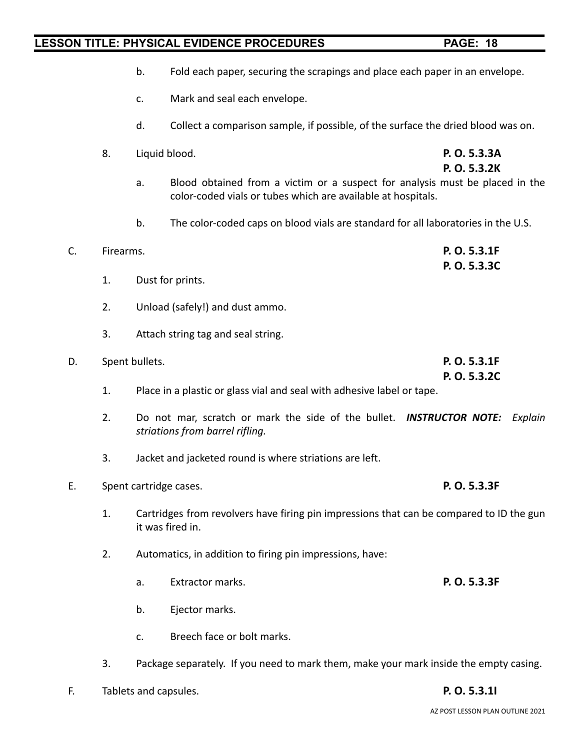b. Fold each paper, securing the scrapings and place each paper in an envelope.

c. Mark and seal each envelope.

d. Collect a comparison sample, if possible, of the surface the dried blood was on.

8. Liquid blood. **P. O. 5.3.3A** **P. O. 5.3.2K**

   a. Blood obtained from a victim or a suspect for analysis must be placed in the color-coded vials or tubes which are available at hospitals.

   b. The color-coded caps on blood vials are standard for all laboratories in the U.S.

C. Firearms. **P. O. 5.3.1F** **P. O. 5.3.3C**

   1. Dust for prints.

   2. Unload (safely!) and dust ammo.

   3. Attach string tag and seal string.

D. Spent bullets. **P. O. 5.3.1F** **P. O. 5.3.2C**

   1. Place in a plastic or glass vial and seal with adhesive label or tape.

   2. Do not mar, scratch or mark the side of the bullet. ***INSTRUCTOR NOTE:*** *Explain striations from barrel rifling.*

   3. Jacket and jacketed round is where striations are left.

E. Spent cartridge cases. **P. O. 5.3.3F**

   1. Cartridges from revolvers have firing pin impressions that can be compared to ID the gun it was fired in.

   2. Automatics, in addition to firing pin impressions, have:

      a. Extractor marks. **P. O. 5.3.3F**

      b. Ejector marks.

      c. Breech face or bolt marks.

   3. Package separately. If you need to mark them, make your mark inside the empty casing.

F. Tablets and capsules. **P. O. 5.3.1I**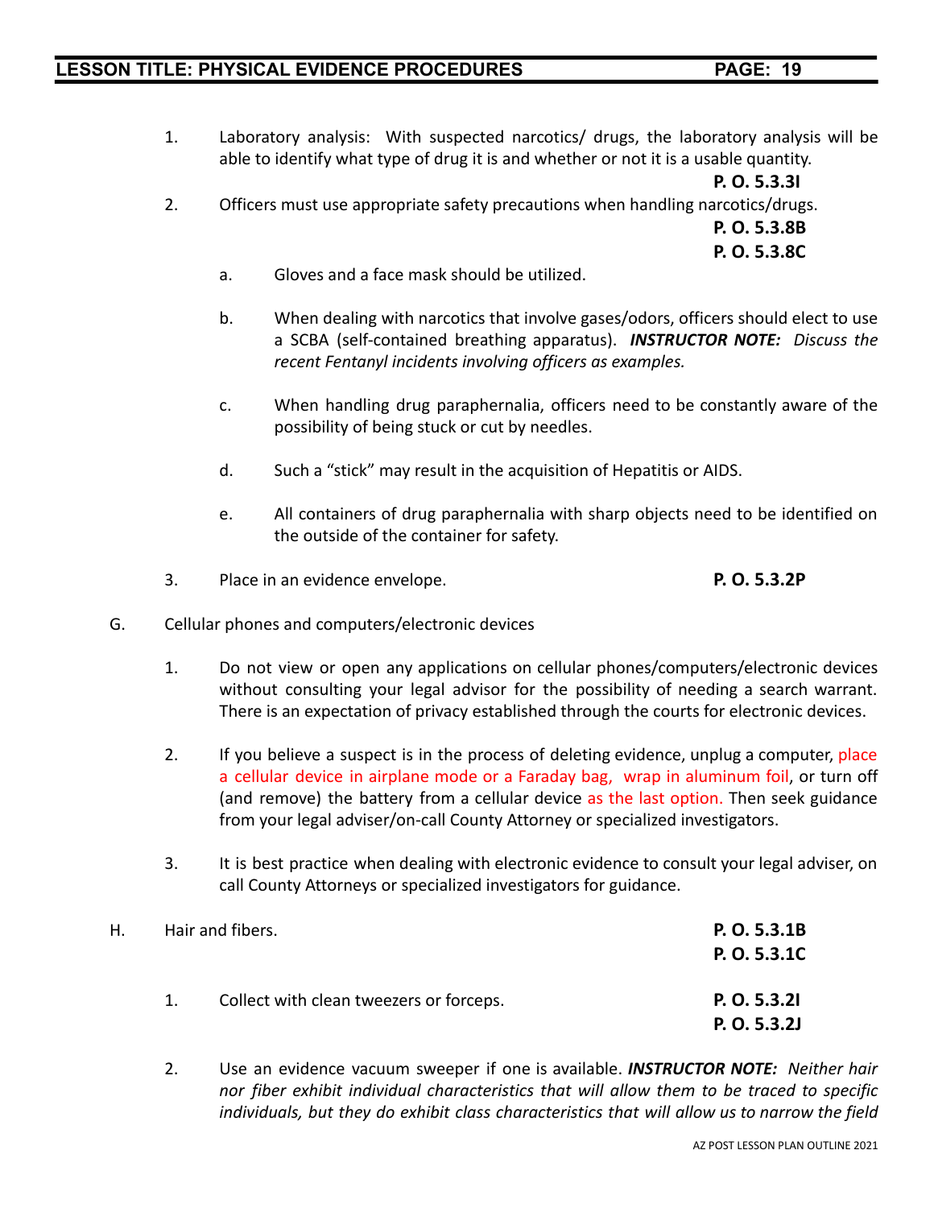1. Laboratory analysis: With suspected narcotics/ drugs, the laboratory analysis will be able to identify what type of drug it is and whether or not it is a usable quantity.

   **P. O. 5.3.3I**

2. Officers must use appropriate safety precautions when handling narcotics/drugs.

   **P. O. 5.3.8B**
   **P. O. 5.3.8C**

   a. Gloves and a face mask should be utilized.

   b. When dealing with narcotics that involve gases/odors, officers should elect to use a SCBA (self-contained breathing apparatus). ***INSTRUCTOR NOTE:*** *Discuss the recent Fentanyl incidents involving officers as examples.*

   c. When handling drug paraphernalia, officers need to be constantly aware of the possibility of being stuck or cut by needles.

   d. Such a "stick" may result in the acquisition of Hepatitis or AIDS.

   e. All containers of drug paraphernalia with sharp objects need to be identified on the outside of the container for safety.

3. Place in an evidence envelope. **P. O. 5.3.2P**

G. Cellular phones and computers/electronic devices

1. Do not view or open any applications on cellular phones/computers/electronic devices without consulting your legal advisor for the possibility of needing a search warrant. There is an expectation of privacy established through the courts for electronic devices.

2. If you believe a suspect is in the process of deleting evidence, unplug a computer, place a cellular device in airplane mode or a Faraday bag, wrap in aluminum foil, or turn off (and remove) the battery from a cellular device as the last option. Then seek guidance from your legal adviser/on-call County Attorney or specialized investigators.

3. It is best practice when dealing with electronic evidence to consult your legal adviser, on call County Attorneys or specialized investigators for guidance.

H. Hair and fibers. **P. O. 5.3.1B**
**P. O. 5.3.1C**

1. Collect with clean tweezers or forceps. **P. O. 5.3.2I**
**P. O. 5.3.2J**

2. Use an evidence vacuum sweeper if one is available. ***INSTRUCTOR NOTE:*** *Neither hair nor fiber exhibit individual characteristics that will allow them to be traced to specific individuals, but they do exhibit class characteristics that will allow us to narrow the field*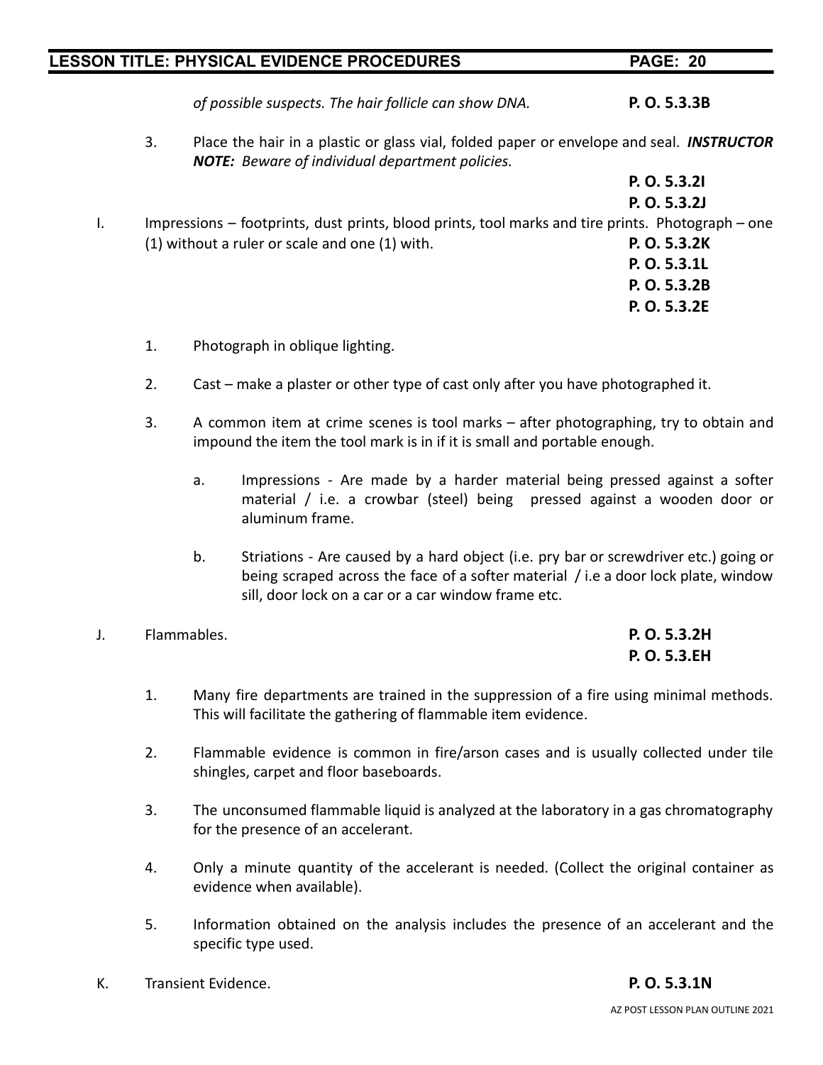*of possible suspects. The hair follicle can show DNA.* **P. O. 5.3.3B**

3. Place the hair in a plastic or glass vial, folded paper or envelope and seal. ***INSTRUCTOR NOTE:*** *Beware of individual department policies.*

**P. O. 5.3.2I**
**P. O. 5.3.2J**

I. Impressions – footprints, dust prints, blood prints, tool marks and tire prints. Photograph – one (1) without a ruler or scale and one (1) with. **P. O. 5.3.2K**
**P. O. 5.3.1L**
**P. O. 5.3.2B**
**P. O. 5.3.2E**

1. Photograph in oblique lighting.

2. Cast – make a plaster or other type of cast only after you have photographed it.

3. A common item at crime scenes is tool marks – after photographing, try to obtain and impound the item the tool mark is in if it is small and portable enough.

    a. Impressions - Are made by a harder material being pressed against a softer material / i.e. a crowbar (steel) being pressed against a wooden door or aluminum frame.

    b. Striations - Are caused by a hard object (i.e. pry bar or screwdriver etc.) going or being scraped across the face of a softer material / i.e a door lock plate, window sill, door lock on a car or a car window frame etc.

J. Flammables. **P. O. 5.3.2H**
**P. O. 5.3.EH**

1. Many fire departments are trained in the suppression of a fire using minimal methods. This will facilitate the gathering of flammable item evidence.

2. Flammable evidence is common in fire/arson cases and is usually collected under tile shingles, carpet and floor baseboards.

3. The unconsumed flammable liquid is analyzed at the laboratory in a gas chromatography for the presence of an accelerant.

4. Only a minute quantity of the accelerant is needed. (Collect the original container as evidence when available).

5. Information obtained on the analysis includes the presence of an accelerant and the specific type used.

K. Transient Evidence. **P. O. 5.3.1N**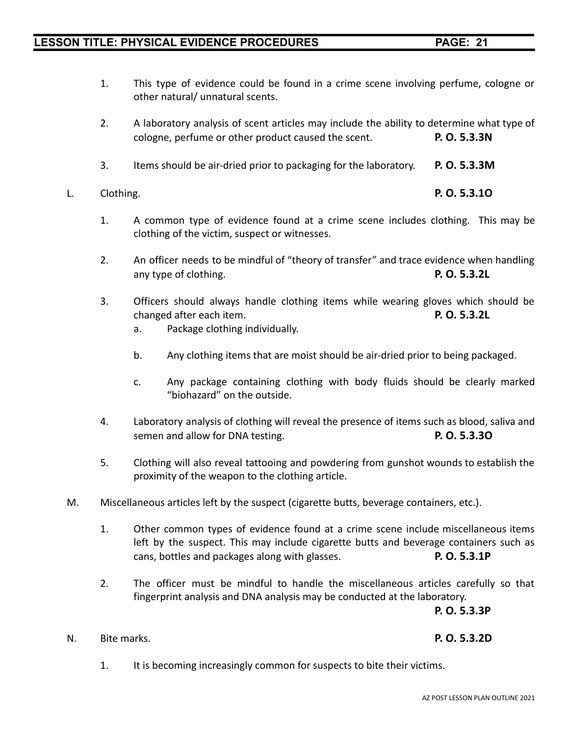1. This type of evidence could be found in a crime scene involving perfume, cologne or other natural/ unnatural scents.

2. A laboratory analysis of scent articles may include the ability to determine what type of cologne, perfume or other product caused the scent. **P. O. 5.3.3N**

3. Items should be air-dried prior to packaging for the laboratory. **P. O. 5.3.3M**

L. Clothing. **P. O. 5.3.1O**

1. A common type of evidence found at a crime scene includes clothing. This may be clothing of the victim, suspect or witnesses.

2. An officer needs to be mindful of "theory of transfer" and trace evidence when handling any type of clothing. **P. O. 5.3.2L**

3. Officers should always handle clothing items while wearing gloves which should be changed after each item. **P. O. 5.3.2L**

   a. Package clothing individually.

   b. Any clothing items that are moist should be air-dried prior to being packaged.

   c. Any package containing clothing with body fluids should be clearly marked "biohazard" on the outside.

4. Laboratory analysis of clothing will reveal the presence of items such as blood, saliva and semen and allow for DNA testing. **P. O. 5.3.3O**

5. Clothing will also reveal tattooing and powdering from gunshot wounds to establish the proximity of the weapon to the clothing article.

M. Miscellaneous articles left by the suspect (cigarette butts, beverage containers, etc.).

1. Other common types of evidence found at a crime scene include miscellaneous items left by the suspect. This may include cigarette butts and beverage containers such as cans, bottles and packages along with glasses. **P. O. 5.3.1P**

2. The officer must be mindful to handle the miscellaneous articles carefully so that fingerprint analysis and DNA analysis may be conducted at the laboratory. **P. O. 5.3.3P**

N. Bite marks. **P. O. 5.3.2D**

1. It is becoming increasingly common for suspects to bite their victims.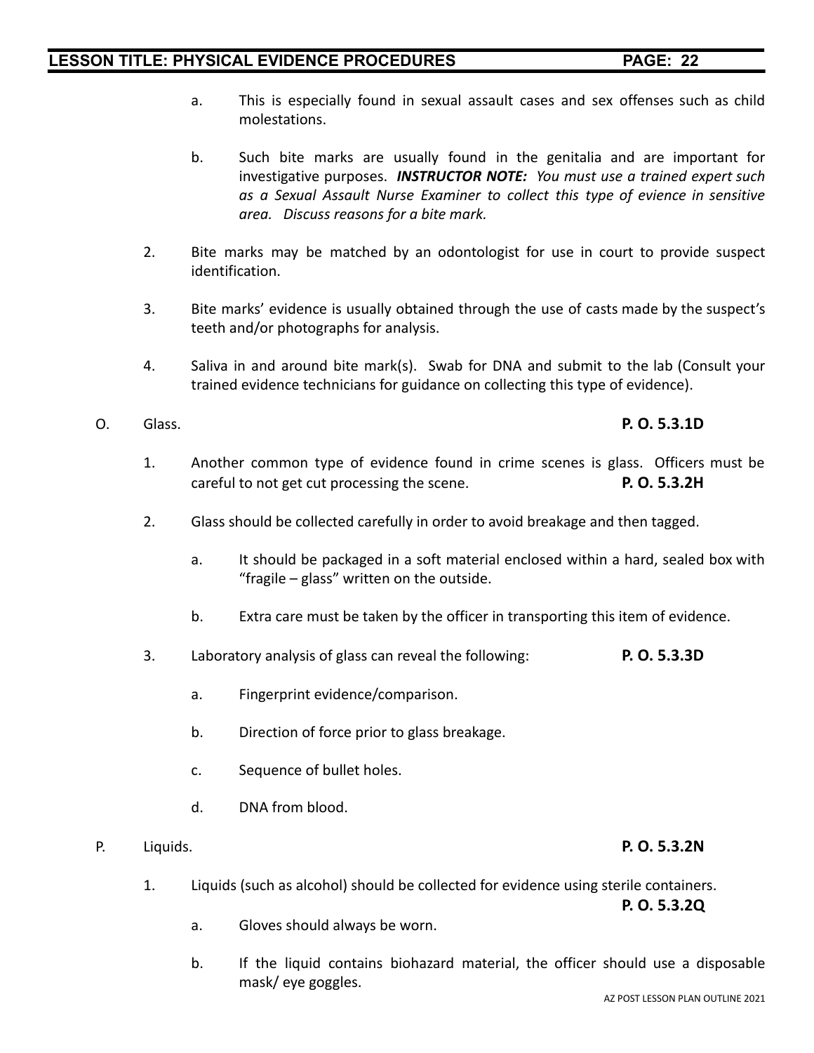a. This is especially found in sexual assault cases and sex offenses such as child molestations.

b. Such bite marks are usually found in the genitalia and are important for investigative purposes. ***INSTRUCTOR NOTE:*** *You must use a trained expert such as a Sexual Assault Nurse Examiner to collect this type of evience in sensitive area. Discuss reasons for a bite mark.*

2. Bite marks may be matched by an odontologist for use in court to provide suspect identification.

3. Bite marks' evidence is usually obtained through the use of casts made by the suspect's teeth and/or photographs for analysis.

4. Saliva in and around bite mark(s). Swab for DNA and submit to the lab (Consult your trained evidence technicians for guidance on collecting this type of evidence).

O. Glass. **P. O. 5.3.1D**

1. Another common type of evidence found in crime scenes is glass. Officers must be careful to not get cut processing the scene. **P. O. 5.3.2H**

2. Glass should be collected carefully in order to avoid breakage and then tagged.

   a. It should be packaged in a soft material enclosed within a hard, sealed box with "fragile – glass" written on the outside.

   b. Extra care must be taken by the officer in transporting this item of evidence.

3. Laboratory analysis of glass can reveal the following: **P. O. 5.3.3D**

   a. Fingerprint evidence/comparison.

   b. Direction of force prior to glass breakage.

   c. Sequence of bullet holes.

   d. DNA from blood.

P. Liquids. **P. O. 5.3.2N**

1. Liquids (such as alcohol) should be collected for evidence using sterile containers. **P. O. 5.3.2Q**

   a. Gloves should always be worn.

   b. If the liquid contains biohazard material, the officer should use a disposable mask/ eye goggles.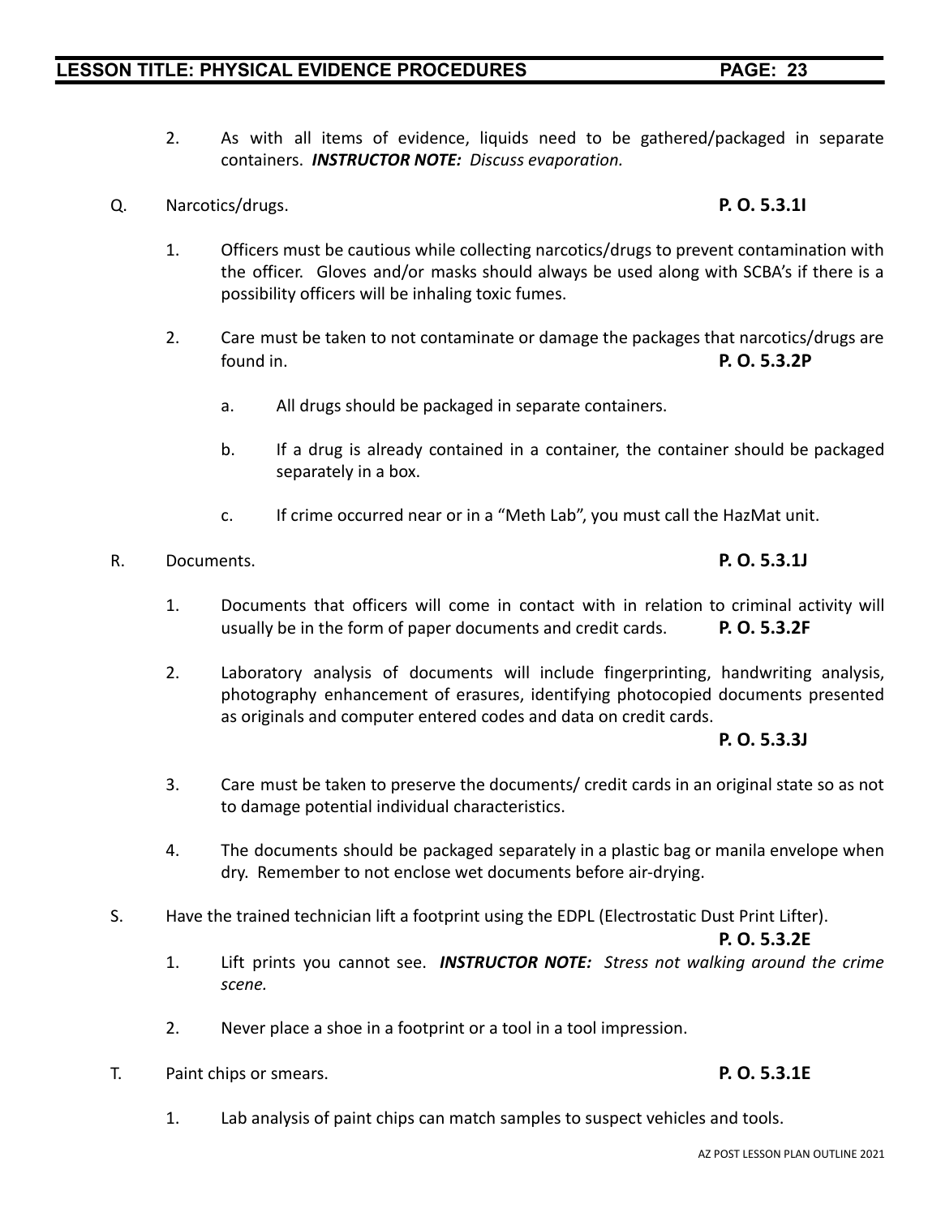2. As with all items of evidence, liquids need to be gathered/packaged in separate containers. ***INSTRUCTOR NOTE:*** *Discuss evaporation.*

Q. Narcotics/drugs. **P. O. 5.3.1I**

1. Officers must be cautious while collecting narcotics/drugs to prevent contamination with the officer. Gloves and/or masks should always be used along with SCBA's if there is a possibility officers will be inhaling toxic fumes.

2. Care must be taken to not contaminate or damage the packages that narcotics/drugs are found in. **P. O. 5.3.2P**

   a. All drugs should be packaged in separate containers.

   b. If a drug is already contained in a container, the container should be packaged separately in a box.

   c. If crime occurred near or in a "Meth Lab", you must call the HazMat unit.

R. Documents. **P. O. 5.3.1J**

1. Documents that officers will come in contact with in relation to criminal activity will usually be in the form of paper documents and credit cards. **P. O. 5.3.2F**

2. Laboratory analysis of documents will include fingerprinting, handwriting analysis, photography enhancement of erasures, identifying photocopied documents presented as originals and computer entered codes and data on credit cards. **P. O. 5.3.3J**

3. Care must be taken to preserve the documents/ credit cards in an original state so as not to damage potential individual characteristics.

4. The documents should be packaged separately in a plastic bag or manila envelope when dry. Remember to not enclose wet documents before air-drying.

S. Have the trained technician lift a footprint using the EDPL (Electrostatic Dust Print Lifter). **P. O. 5.3.2E**

1. Lift prints you cannot see. ***INSTRUCTOR NOTE:*** *Stress not walking around the crime scene.*

2. Never place a shoe in a footprint or a tool in a tool impression.

T. Paint chips or smears. **P. O. 5.3.1E**

1. Lab analysis of paint chips can match samples to suspect vehicles and tools.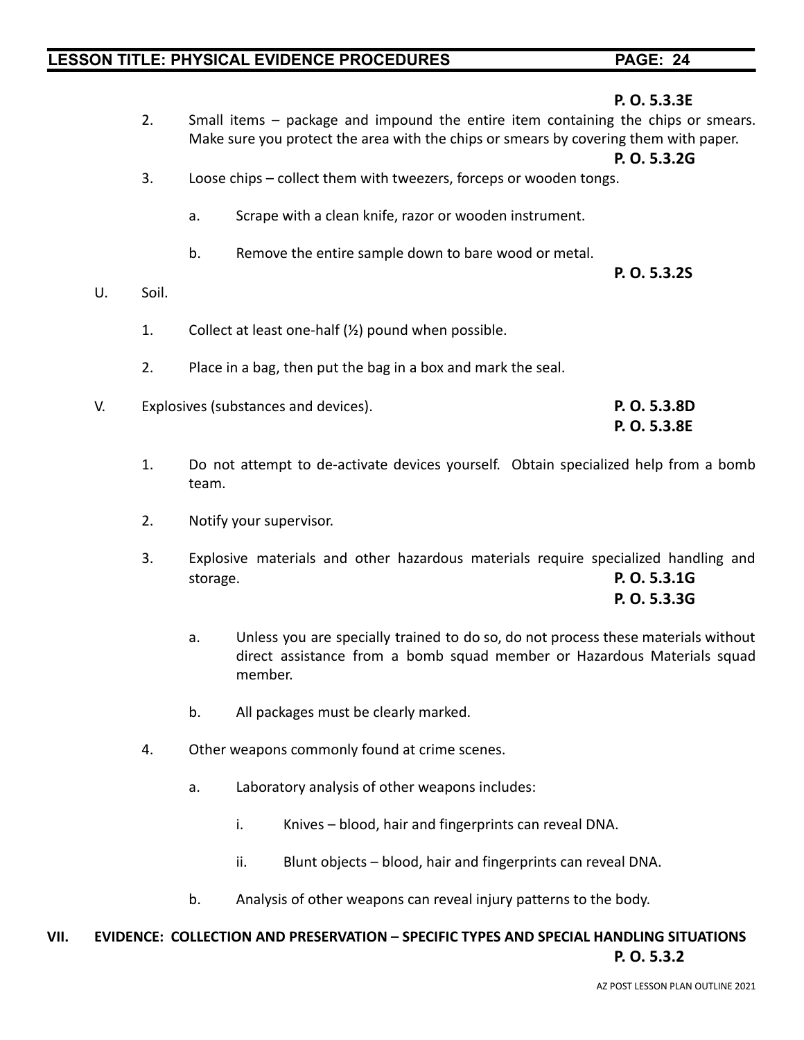**P. O. 5.3.3E**

2. Small items – package and impound the entire item containing the chips or smears. Make sure you protect the area with the chips or smears by covering them with paper.

**P. O. 5.3.2G**

3. Loose chips – collect them with tweezers, forceps or wooden tongs.

   a. Scrape with a clean knife, razor or wooden instrument.

   b. Remove the entire sample down to bare wood or metal.

**P. O. 5.3.2S**

U. Soil.

1. Collect at least one-half (½) pound when possible.

2. Place in a bag, then put the bag in a box and mark the seal.

V. Explosives (substances and devices). **P. O. 5.3.8D** **P. O. 5.3.8E**

1. Do not attempt to de-activate devices yourself. Obtain specialized help from a bomb team.

2. Notify your supervisor.

3. Explosive materials and other hazardous materials require specialized handling and storage. **P. O. 5.3.1G** **P. O. 5.3.3G**

   a. Unless you are specially trained to do so, do not process these materials without direct assistance from a bomb squad member or Hazardous Materials squad member.

   b. All packages must be clearly marked.

4. Other weapons commonly found at crime scenes.

   a. Laboratory analysis of other weapons includes:

      i. Knives – blood, hair and fingerprints can reveal DNA.

      ii. Blunt objects – blood, hair and fingerprints can reveal DNA.

   b. Analysis of other weapons can reveal injury patterns to the body.

## VII. EVIDENCE: COLLECTION AND PRESERVATION – SPECIFIC TYPES AND SPECIAL HANDLING SITUATIONS

**P. O. 5.3.2**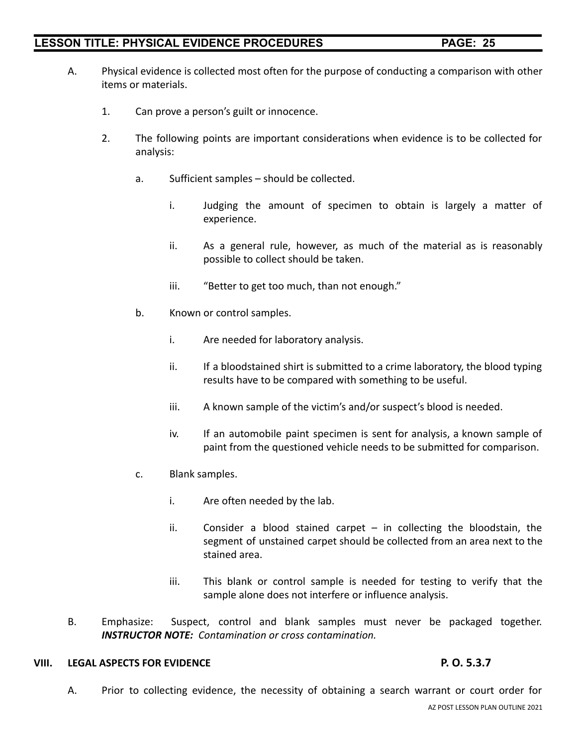A. Physical evidence is collected most often for the purpose of conducting a comparison with other items or materials.

   1. Can prove a person's guilt or innocence.

   2. The following points are important considerations when evidence is to be collected for analysis:

      a. Sufficient samples – should be collected.

         i. Judging the amount of specimen to obtain is largely a matter of experience.

         ii. As a general rule, however, as much of the material as is reasonably possible to collect should be taken.

         iii. "Better to get too much, than not enough."

      b. Known or control samples.

         i. Are needed for laboratory analysis.

         ii. If a bloodstained shirt is submitted to a crime laboratory, the blood typing results have to be compared with something to be useful.

         iii. A known sample of the victim's and/or suspect's blood is needed.

         iv. If an automobile paint specimen is sent for analysis, a known sample of paint from the questioned vehicle needs to be submitted for comparison.

      c. Blank samples.

         i. Are often needed by the lab.

         ii. Consider a blood stained carpet – in collecting the bloodstain, the segment of unstained carpet should be collected from an area next to the stained area.

         iii. This blank or control sample is needed for testing to verify that the sample alone does not interfere or influence analysis.

B. Emphasize: Suspect, control and blank samples must never be packaged together. ***INSTRUCTOR NOTE:** Contamination or cross contamination.*

## VIII. LEGAL ASPECTS FOR EVIDENCE — P. O. 5.3.7

A. Prior to collecting evidence, the necessity of obtaining a search warrant or court order for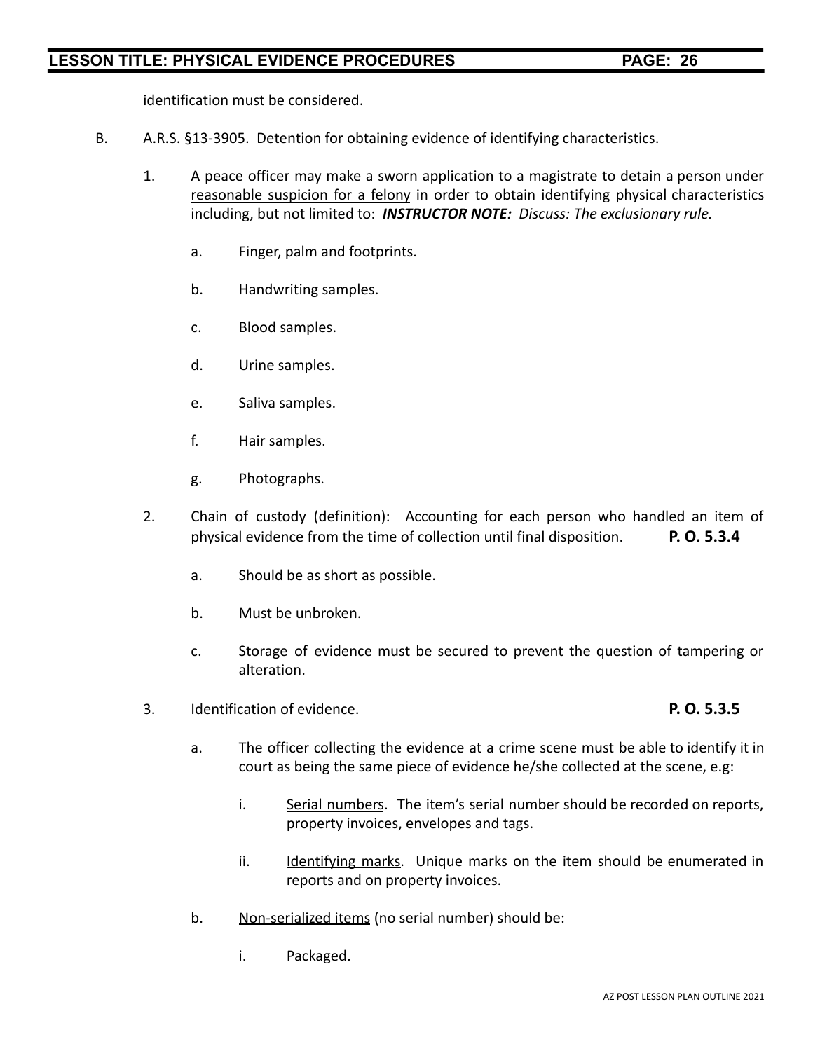identification must be considered.

B. A.R.S. §13-3905. Detention for obtaining evidence of identifying characteristics.

1. A peace officer may make a sworn application to a magistrate to detain a person under <u>reasonable suspicion for a felony</u> in order to obtain identifying physical characteristics including, but not limited to: ***INSTRUCTOR NOTE:*** *Discuss: The exclusionary rule.*

   a. Finger, palm and footprints.

   b. Handwriting samples.

   c. Blood samples.

   d. Urine samples.

   e. Saliva samples.

   f. Hair samples.

   g. Photographs.

2. Chain of custody (definition): Accounting for each person who handled an item of physical evidence from the time of collection until final disposition. **P. O. 5.3.4**

   a. Should be as short as possible.

   b. Must be unbroken.

   c. Storage of evidence must be secured to prevent the question of tampering or alteration.

3. Identification of evidence. **P. O. 5.3.5**

   a. The officer collecting the evidence at a crime scene must be able to identify it in court as being the same piece of evidence he/she collected at the scene, e.g:

      i. <u>Serial numbers</u>. The item's serial number should be recorded on reports, property invoices, envelopes and tags.

      ii. <u>Identifying marks</u>. Unique marks on the item should be enumerated in reports and on property invoices.

   b. <u>Non-serialized items</u> (no serial number) should be:

      i. Packaged.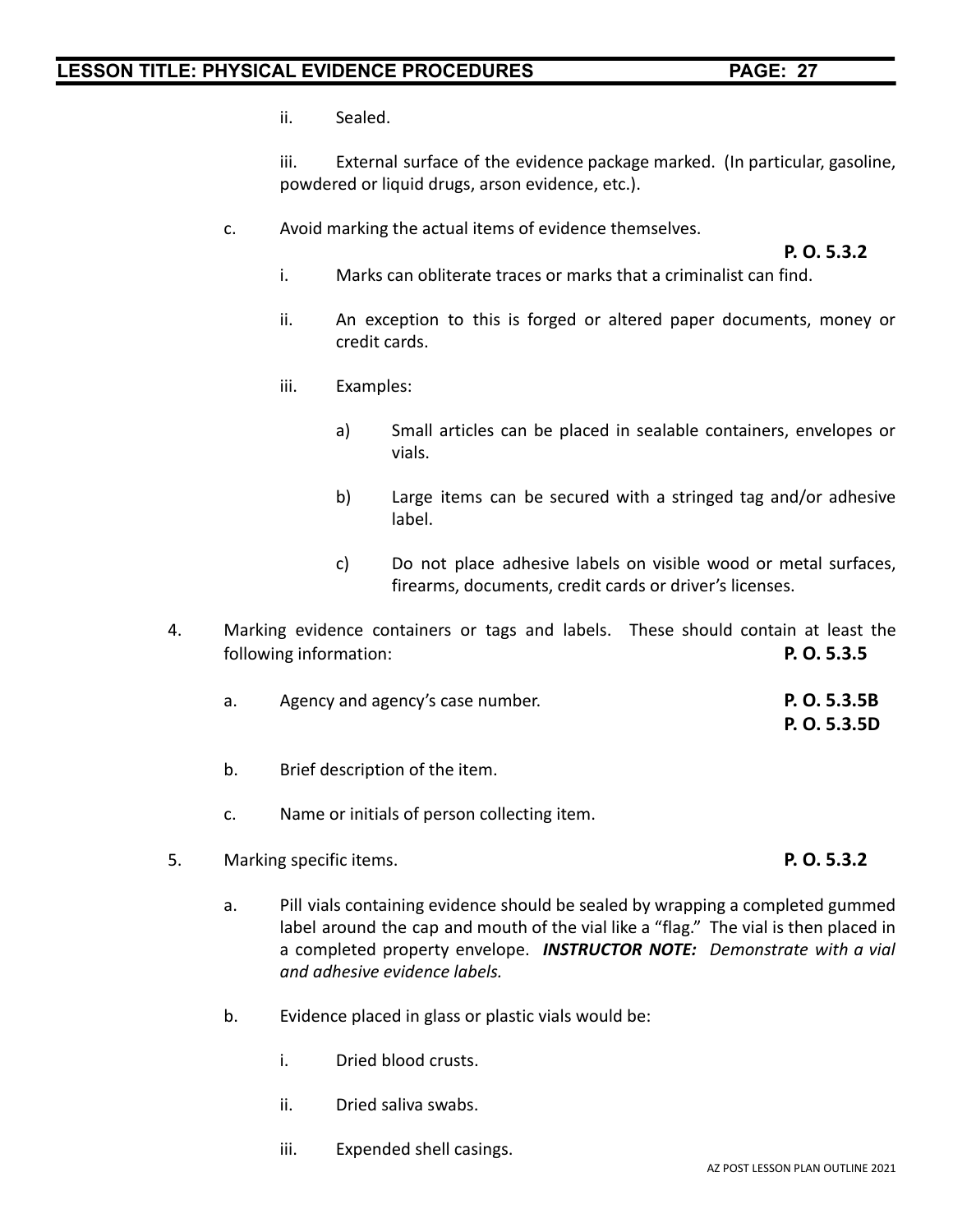ii. Sealed.

iii. External surface of the evidence package marked. (In particular, gasoline, powdered or liquid drugs, arson evidence, etc.).

c. Avoid marking the actual items of evidence themselves. **P. O. 5.3.2**

i. Marks can obliterate traces or marks that a criminalist can find.

ii. An exception to this is forged or altered paper documents, money or credit cards.

iii. Examples:

a) Small articles can be placed in sealable containers, envelopes or vials.

b) Large items can be secured with a stringed tag and/or adhesive label.

c) Do not place adhesive labels on visible wood or metal surfaces, firearms, documents, credit cards or driver's licenses.

4. Marking evidence containers or tags and labels. These should contain at least the following information: **P. O. 5.3.5**

a. Agency and agency's case number. **P. O. 5.3.5B** **P. O. 5.3.5D**

b. Brief description of the item.

c. Name or initials of person collecting item.

5. Marking specific items. **P. O. 5.3.2**

a. Pill vials containing evidence should be sealed by wrapping a completed gummed label around the cap and mouth of the vial like a "flag." The vial is then placed in a completed property envelope. ***INSTRUCTOR NOTE:*** *Demonstrate with a vial and adhesive evidence labels.*

b. Evidence placed in glass or plastic vials would be:

i. Dried blood crusts.

ii. Dried saliva swabs.

iii. Expended shell casings.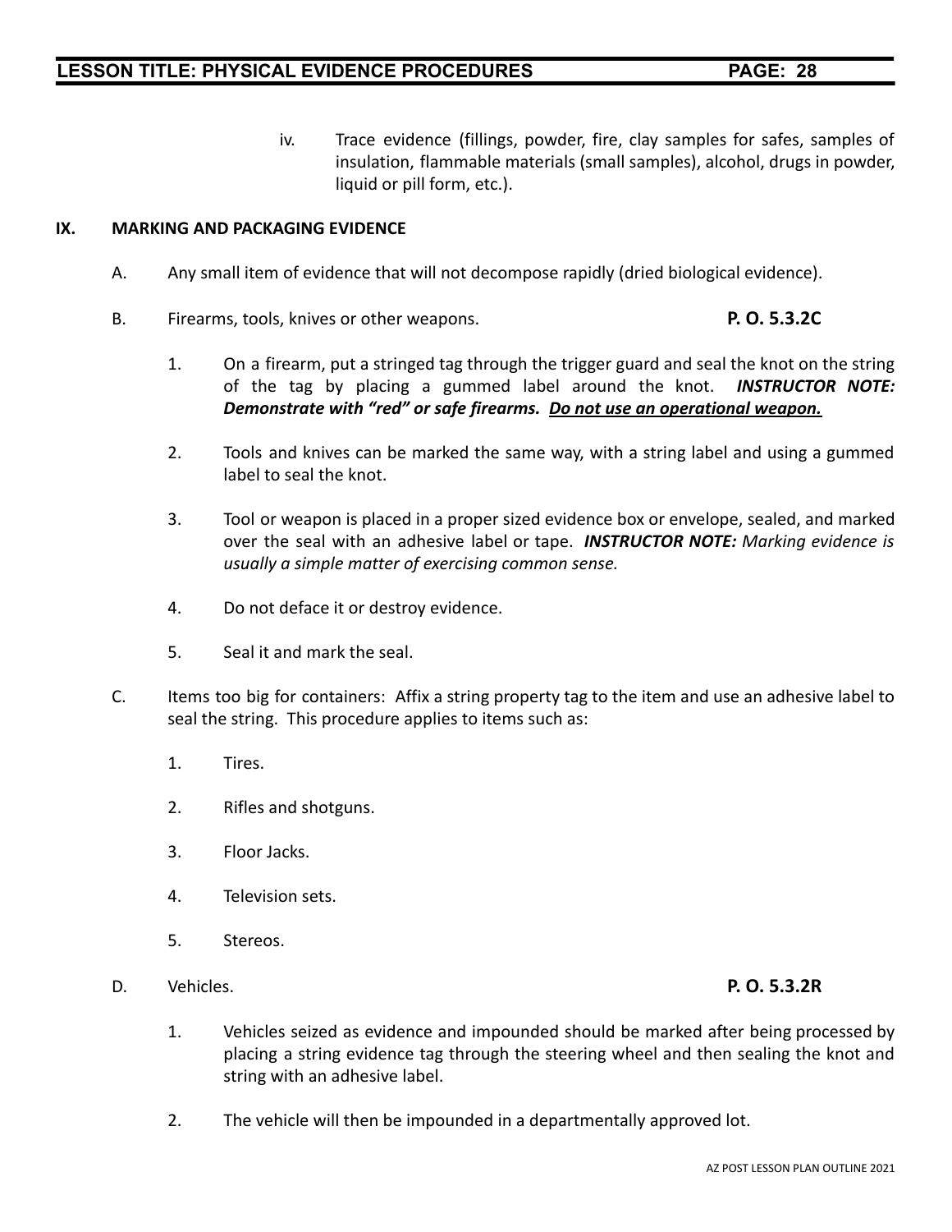iv. Trace evidence (fillings, powder, fire, clay samples for safes, samples of insulation, flammable materials (small samples), alcohol, drugs in powder, liquid or pill form, etc.).

## IX. MARKING AND PACKAGING EVIDENCE

A. Any small item of evidence that will not decompose rapidly (dried biological evidence).

B. Firearms, tools, knives or other weapons. **P. O. 5.3.2C**

1. On a firearm, put a stringed tag through the trigger guard and seal the knot on the string of the tag by placing a gummed label around the knot. ***INSTRUCTOR NOTE: Demonstrate with "red" or safe firearms. <u>Do not use an operational weapon.</u>***

2. Tools and knives can be marked the same way, with a string label and using a gummed label to seal the knot.

3. Tool or weapon is placed in a proper sized evidence box or envelope, sealed, and marked over the seal with an adhesive label or tape. ***INSTRUCTOR NOTE:*** *Marking evidence is usually a simple matter of exercising common sense.*

4. Do not deface it or destroy evidence.

5. Seal it and mark the seal.

C. Items too big for containers: Affix a string property tag to the item and use an adhesive label to seal the string. This procedure applies to items such as:

1. Tires.

2. Rifles and shotguns.

3. Floor Jacks.

4. Television sets.

5. Stereos.

D. Vehicles. **P. O. 5.3.2R**

1. Vehicles seized as evidence and impounded should be marked after being processed by placing a string evidence tag through the steering wheel and then sealing the knot and string with an adhesive label.

2. The vehicle will then be impounded in a departmentally approved lot.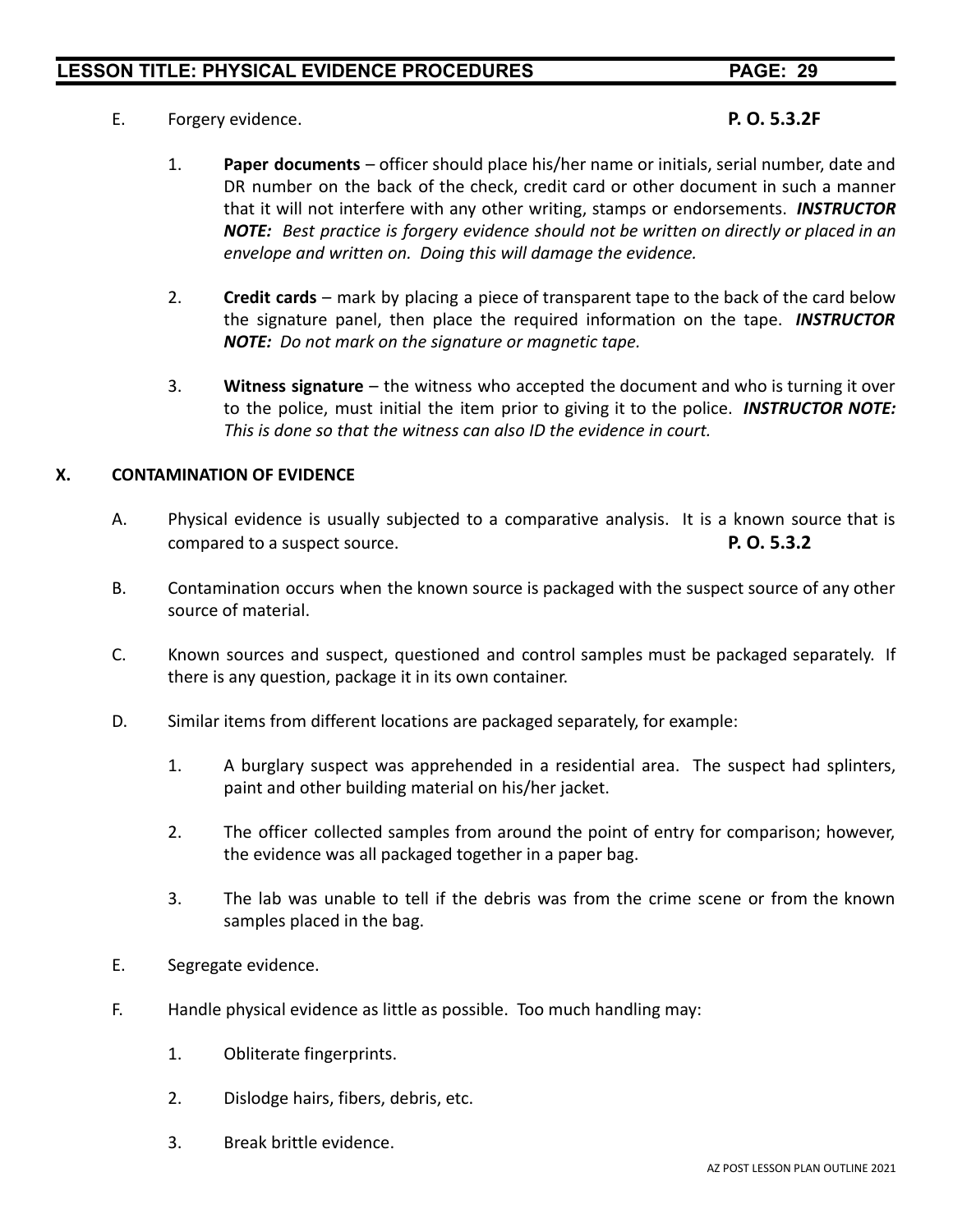E. Forgery evidence. **P. O. 5.3.2F**

1. **Paper documents** – officer should place his/her name or initials, serial number, date and DR number on the back of the check, credit card or other document in such a manner that it will not interfere with any other writing, stamps or endorsements. ***INSTRUCTOR NOTE:*** *Best practice is forgery evidence should not be written on directly or placed in an envelope and written on. Doing this will damage the evidence.*

2. **Credit cards** – mark by placing a piece of transparent tape to the back of the card below the signature panel, then place the required information on the tape. ***INSTRUCTOR NOTE:*** *Do not mark on the signature or magnetic tape.*

3. **Witness signature** – the witness who accepted the document and who is turning it over to the police, must initial the item prior to giving it to the police. ***INSTRUCTOR NOTE:*** *This is done so that the witness can also ID the evidence in court.*

## X. CONTAMINATION OF EVIDENCE

A. Physical evidence is usually subjected to a comparative analysis. It is a known source that is compared to a suspect source. **P. O. 5.3.2**

B. Contamination occurs when the known source is packaged with the suspect source of any other source of material.

C. Known sources and suspect, questioned and control samples must be packaged separately. If there is any question, package it in its own container.

D. Similar items from different locations are packaged separately, for example:

1. A burglary suspect was apprehended in a residential area. The suspect had splinters, paint and other building material on his/her jacket.

2. The officer collected samples from around the point of entry for comparison; however, the evidence was all packaged together in a paper bag.

3. The lab was unable to tell if the debris was from the crime scene or from the known samples placed in the bag.

E. Segregate evidence.

F. Handle physical evidence as little as possible. Too much handling may:

1. Obliterate fingerprints.

2. Dislodge hairs, fibers, debris, etc.

3. Break brittle evidence.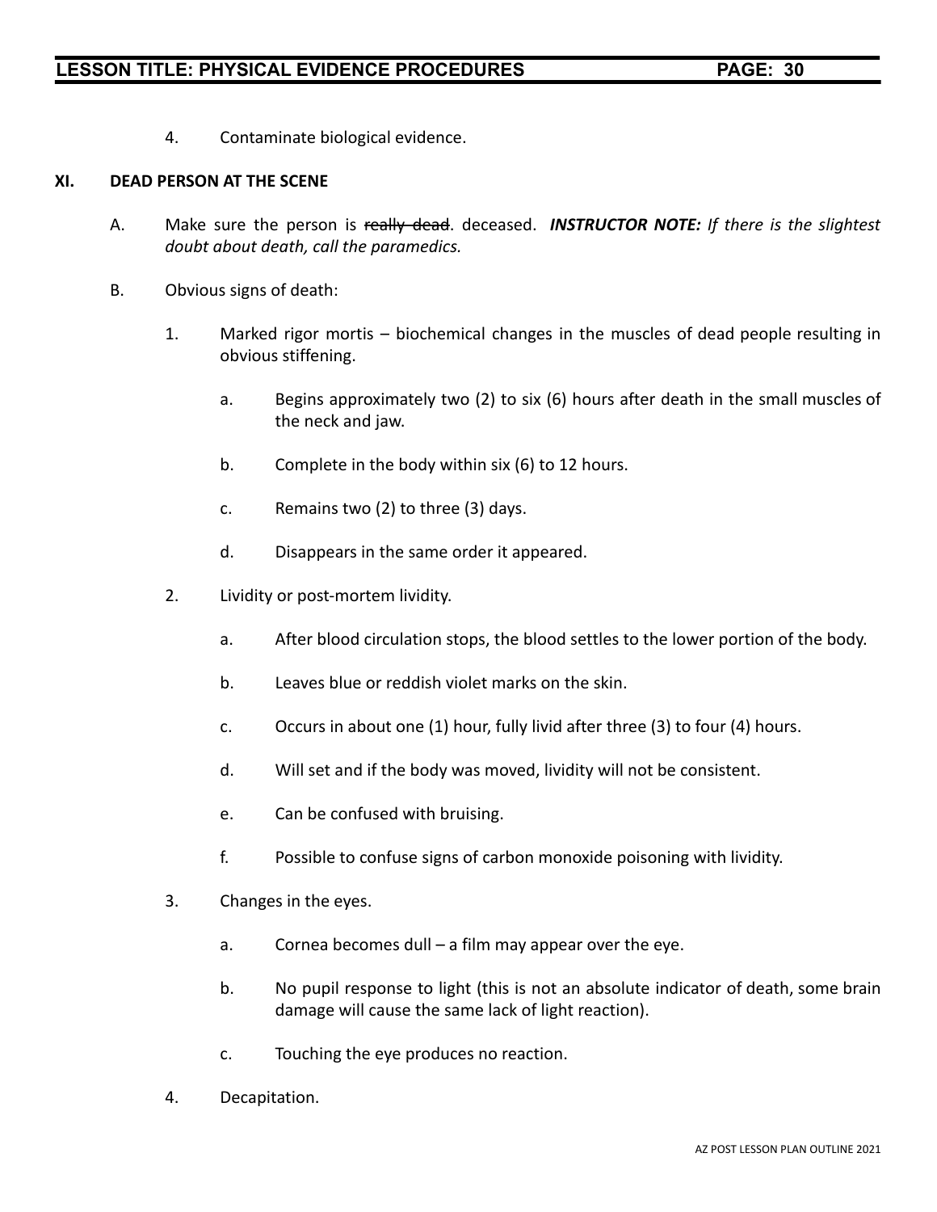4. Contaminate biological evidence.

## XI. DEAD PERSON AT THE SCENE

A. Make sure the person is ~~really dead~~. deceased. ***INSTRUCTOR NOTE:*** *If there is the slightest doubt about death, call the paramedics.*

B. Obvious signs of death:

1. Marked rigor mortis – biochemical changes in the muscles of dead people resulting in obvious stiffening.

   a. Begins approximately two (2) to six (6) hours after death in the small muscles of the neck and jaw.

   b. Complete in the body within six (6) to 12 hours.

   c. Remains two (2) to three (3) days.

   d. Disappears in the same order it appeared.

2. Lividity or post-mortem lividity.

   a. After blood circulation stops, the blood settles to the lower portion of the body.

   b. Leaves blue or reddish violet marks on the skin.

   c. Occurs in about one (1) hour, fully livid after three (3) to four (4) hours.

   d. Will set and if the body was moved, lividity will not be consistent.

   e. Can be confused with bruising.

   f. Possible to confuse signs of carbon monoxide poisoning with lividity.

3. Changes in the eyes.

   a. Cornea becomes dull – a film may appear over the eye.

   b. No pupil response to light (this is not an absolute indicator of death, some brain damage will cause the same lack of light reaction).

   c. Touching the eye produces no reaction.

4. Decapitation.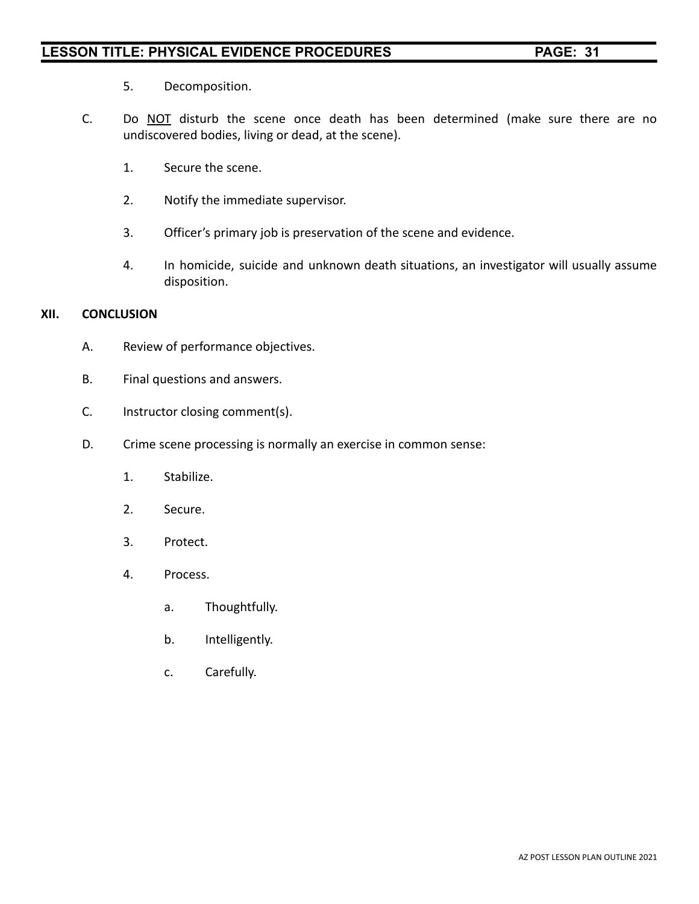5. Decomposition.

C. Do <u>NOT</u> disturb the scene once death has been determined (make sure there are no undiscovered bodies, living or dead, at the scene).

   1. Secure the scene.

   2. Notify the immediate supervisor.

   3. Officer's primary job is preservation of the scene and evidence.

   4. In homicide, suicide and unknown death situations, an investigator will usually assume disposition.

## XII. CONCLUSION

A. Review of performance objectives.

B. Final questions and answers.

C. Instructor closing comment(s).

D. Crime scene processing is normally an exercise in common sense:

   1. Stabilize.

   2. Secure.

   3. Protect.

   4. Process.

      a. Thoughtfully.

      b. Intelligently.

      c. Carefully.